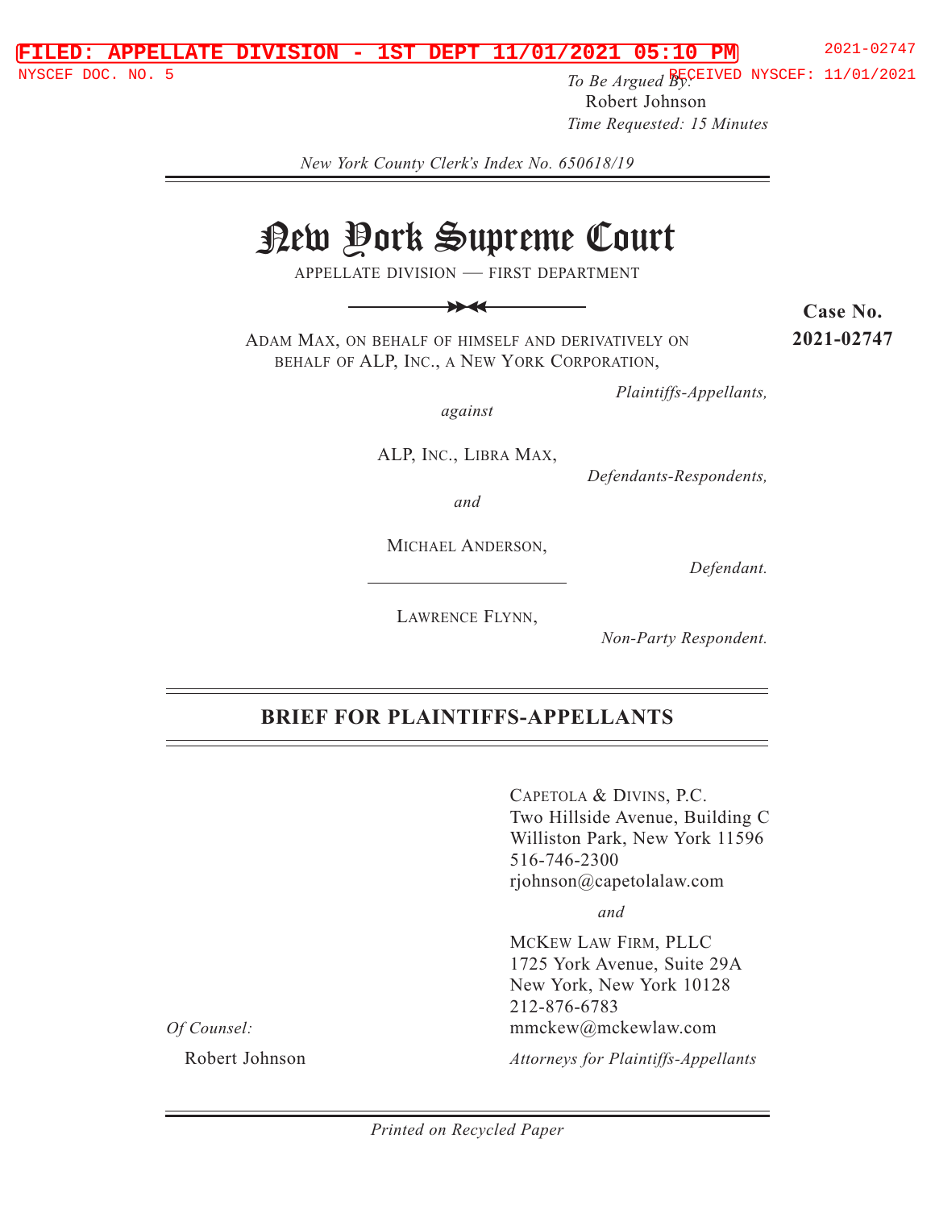FILED: APPELLATE DIVISION - 1ST DEPT 11/01/2021 05:10 PM 2021-02747

NYSCEF DOC. NO. 5 RECEIVED NYSCEF: 11/01/2021

*To Be Argued By:*
Robert Johnson
*Time Requested: 15 Minutes*

*New York County Clerk's Index No. 650618/19*

# New York Supreme Court

APPELLATE DIVISION — FIRST DEPARTMENT

**Case No. 2021-02747**

ADAM MAX, ON BEHALF OF HIMSELF AND DERIVATIVELY ON BEHALF OF ALP, INC., A NEW YORK CORPORATION,

*Plaintiffs-Appellants,*

*against*

ALP, INC., LIBRA MAX,

*Defendants-Respondents,*

*and*

MICHAEL ANDERSON,

*Defendant.*

LAWRENCE FLYNN,

*Non-Party Respondent.*

## BRIEF FOR PLAINTIFFS-APPELLANTS

CAPETOLA & DIVINS, P.C.
Two Hillside Avenue, Building C
Williston Park, New York 11596
516-746-2300
rjohnson@capetolalaw.com

*and*

MCKEW LAW FIRM, PLLC
1725 York Avenue, Suite 29A
New York, New York 10128
212-876-6783
mmckew@mckewlaw.com

*Attorneys for Plaintiffs-Appellants*

*Of Counsel:*

Robert Johnson

*Printed on Recycled Paper*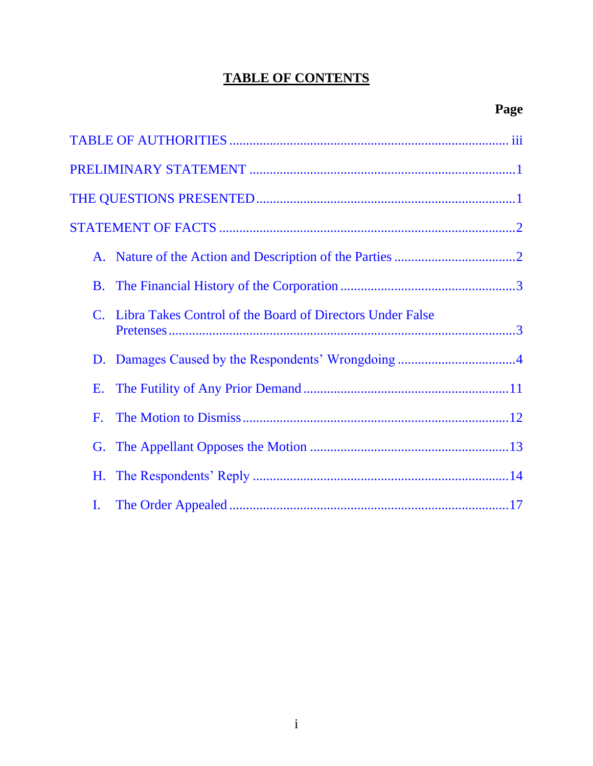# TABLE OF CONTENTS

| | Page |
|---|---|
| TABLE OF AUTHORITIES | iii |
| PRELIMINARY STATEMENT | 1 |
| THE QUESTIONS PRESENTED | 1 |
| STATEMENT OF FACTS | 2 |
| A. Nature of the Action and Description of the Parties | 2 |
| B. The Financial History of the Corporation | 3 |
| C. Libra Takes Control of the Board of Directors Under False Pretenses | 3 |
| D. Damages Caused by the Respondents' Wrongdoing | 4 |
| E. The Futility of Any Prior Demand | 11 |
| F. The Motion to Dismiss | 12 |
| G. The Appellant Opposes the Motion | 13 |
| H. The Respondents' Reply | 14 |
| I. The Order Appealed | 17 |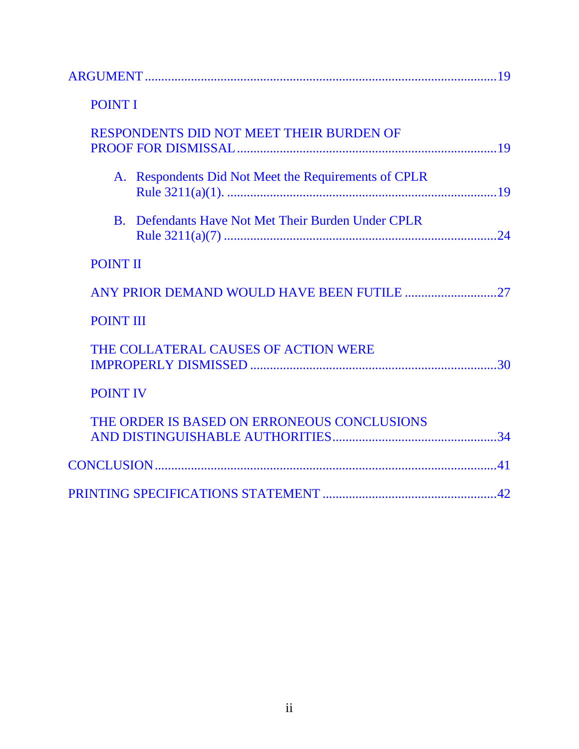ARGUMENT ........................................................................................................19

POINT I

RESPONDENTS DID NOT MEET THEIR BURDEN OF PROOF FOR DISMISSAL ..........................................................................19

A. Respondents Did Not Meet the Requirements of CPLR Rule 3211(a)(1). ..................................................................................19

B. Defendants Have Not Met Their Burden Under CPLR Rule 3211(a)(7) ...................................................................................24

POINT II

ANY PRIOR DEMAND WOULD HAVE BEEN FUTILE ............................27

POINT III

THE COLLATERAL CAUSES OF ACTION WERE IMPROPERLY DISMISSED ..........................................................................30

POINT IV

THE ORDER IS BASED ON ERRONEOUS CONCLUSIONS AND DISTINGUISHABLE AUTHORITIES..................................................34

CONCLUSION......................................................................................................41

PRINTING SPECIFICATIONS STATEMENT .....................................................42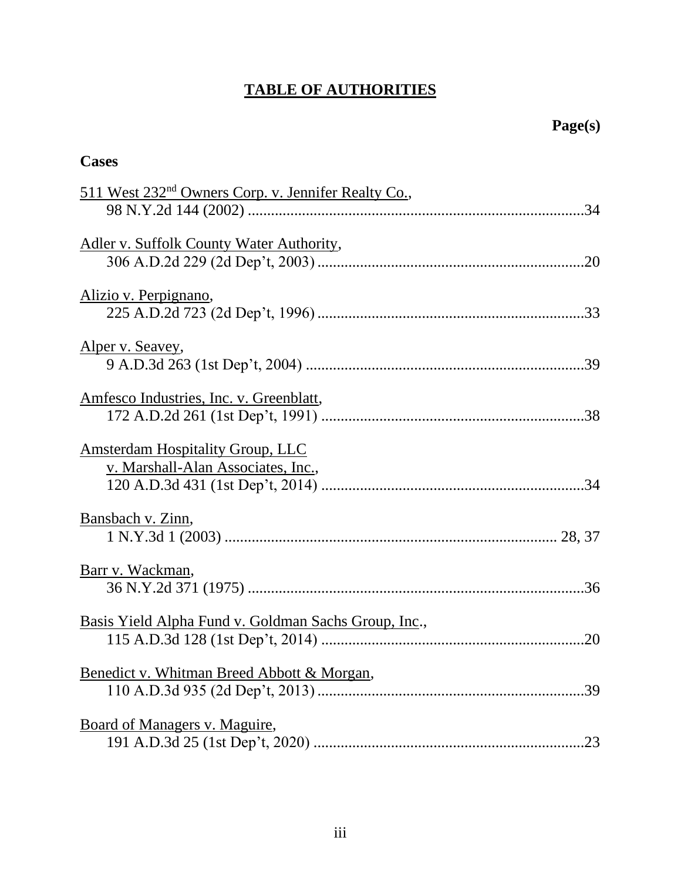# TABLE OF AUTHORITIES

**Page(s)**

**Cases**

511 West 232[nd] Owners Corp. v. Jennifer Realty Co.,
98 N.Y.2d 144 (2002) .......................................................................................34

Adler v. Suffolk County Water Authority,
306 A.D.2d 229 (2d Dep't, 2003) ....................................................................20

Alizio v. Perpignano,
225 A.D.2d 723 (2d Dep't, 1996) ....................................................................33

Alper v. Seavey,
9 A.D.3d 263 (1st Dep't, 2004) .......................................................................39

Amfesco Industries, Inc. v. Greenblatt,
172 A.D.2d 261 (1st Dep't, 1991) ...................................................................38

Amsterdam Hospitality Group, LLC
v. Marshall-Alan Associates, Inc.,
120 A.D.3d 431 (1st Dep't, 2014) ...................................................................34

Bansbach v. Zinn,
1 N.Y.3d 1 (2003) ..................................................................................... 28, 37

Barr v. Wackman,
36 N.Y.2d 371 (1975) .......................................................................................36

Basis Yield Alpha Fund v. Goldman Sachs Group, Inc.,
115 A.D.3d 128 (1st Dep't, 2014) ...................................................................20

Benedict v. Whitman Breed Abbott & Morgan,
110 A.D.3d 935 (2d Dep't, 2013) ....................................................................39

Board of Managers v. Maguire,
191 A.D.3d 25 (1st Dep't, 2020) .....................................................................23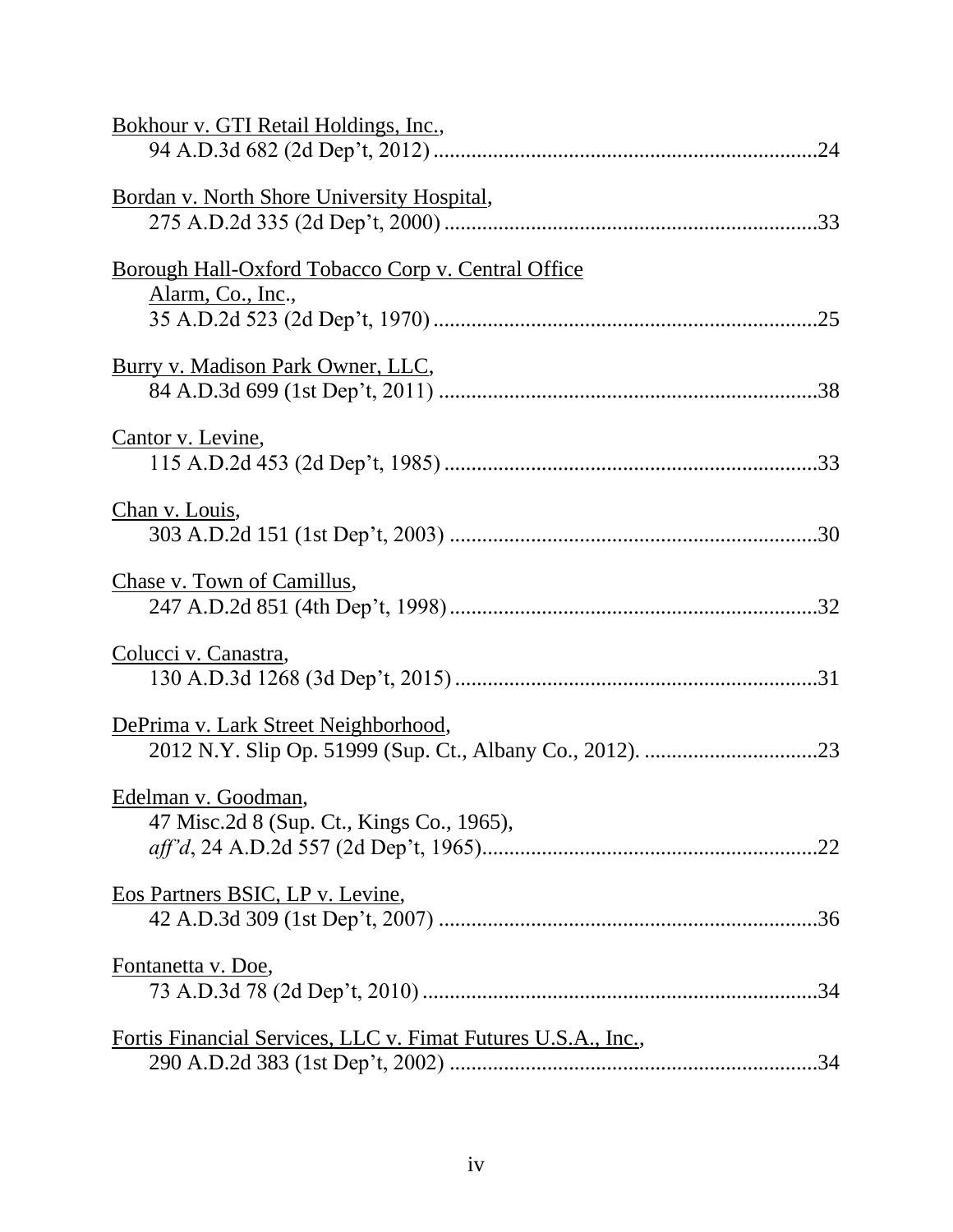Bokhour v. GTI Retail Holdings, Inc.,
94 A.D.3d 682 (2d Dep't, 2012) ........................................................................24

Bordan v. North Shore University Hospital,
275 A.D.2d 335 (2d Dep't, 2000) ......................................................................33

Borough Hall-Oxford Tobacco Corp v. Central Office
Alarm, Co., Inc.,
35 A.D.2d 523 (2d Dep't, 1970) ........................................................................25

Burry v. Madison Park Owner, LLC,
84 A.D.3d 699 (1st Dep't, 2011) .......................................................................38

Cantor v. Levine,
115 A.D.2d 453 (2d Dep't, 1985) ......................................................................33

Chan v. Louis,
303 A.D.2d 151 (1st Dep't, 2003) .....................................................................30

Chase v. Town of Camillus,
247 A.D.2d 851 (4th Dep't, 1998) .....................................................................32

Colucci v. Canastra,
130 A.D.3d 1268 (3d Dep't, 2015) ....................................................................31

DePrima v. Lark Street Neighborhood,
2012 N.Y. Slip Op. 51999 (Sup. Ct., Albany Co., 2012). ................................23

Edelman v. Goodman,
47 Misc.2d 8 (Sup. Ct., Kings Co., 1965),
*aff'd*, 24 A.D.2d 557 (2d Dep't, 1965)..............................................................22

Eos Partners BSIC, LP v. Levine,
42 A.D.3d 309 (1st Dep't, 2007) .......................................................................36

Fontanetta v. Doe,
73 A.D.3d 78 (2d Dep't, 2010) ..........................................................................34

Fortis Financial Services, LLC v. Fimat Futures U.S.A., Inc.,
290 A.D.2d 383 (1st Dep't, 2002) .....................................................................34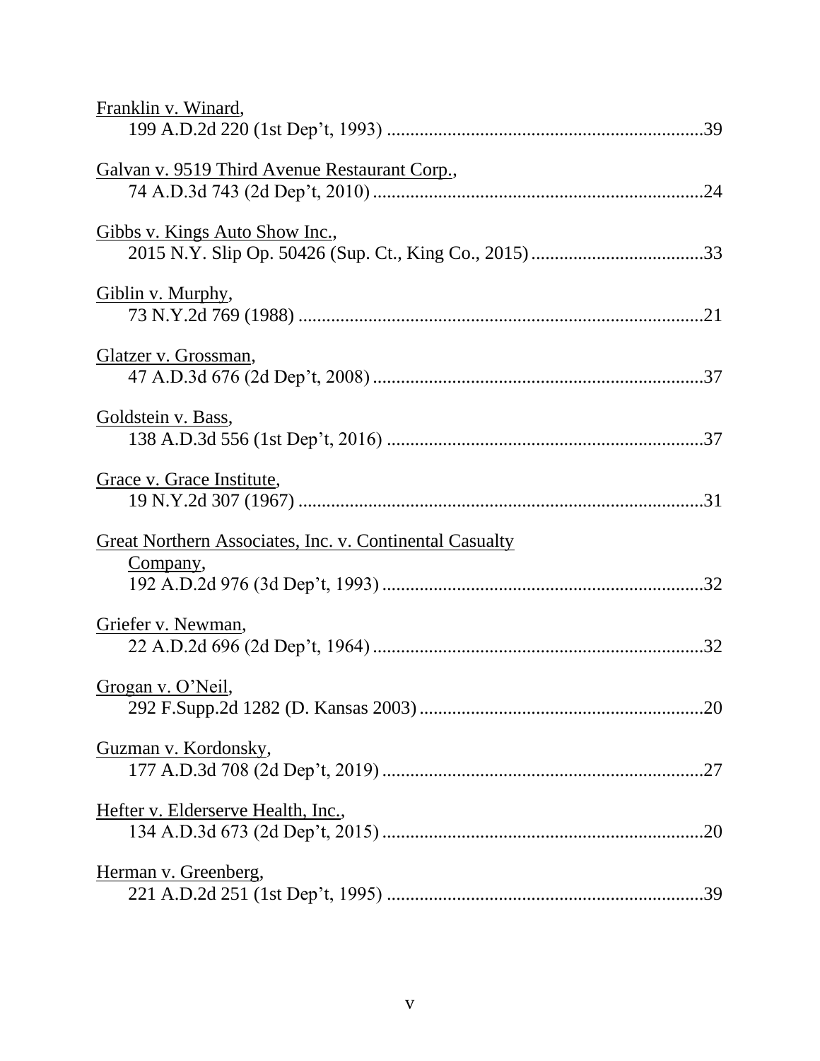Franklin v. Winard,
199 A.D.2d 220 (1st Dep't, 1993) ....................................................................39

Galvan v. 9519 Third Avenue Restaurant Corp.,
74 A.D.3d 743 (2d Dep't, 2010) .......................................................................24

Gibbs v. Kings Auto Show Inc.,
2015 N.Y. Slip Op. 50426 (Sup. Ct., King Co., 2015) .....................................33

Giblin v. Murphy,
73 N.Y.2d 769 (1988) .......................................................................................21

Glatzer v. Grossman,
47 A.D.3d 676 (2d Dep't, 2008) .......................................................................37

Goldstein v. Bass,
138 A.D.3d 556 (1st Dep't, 2016) ....................................................................37

Grace v. Grace Institute,
19 N.Y.2d 307 (1967) .......................................................................................31

Great Northern Associates, Inc. v. Continental Casualty Company,
192 A.D.2d 976 (3d Dep't, 1993) .....................................................................32

Griefer v. Newman,
22 A.D.2d 696 (2d Dep't, 1964) .......................................................................32

Grogan v. O'Neil,
292 F.Supp.2d 1282 (D. Kansas 2003) .............................................................20

Guzman v. Kordonsky,
177 A.D.3d 708 (2d Dep't, 2019) .....................................................................27

Hefter v. Elderserve Health, Inc.,
134 A.D.3d 673 (2d Dep't, 2015) .....................................................................20

Herman v. Greenberg,
221 A.D.2d 251 (1st Dep't, 1995) ....................................................................39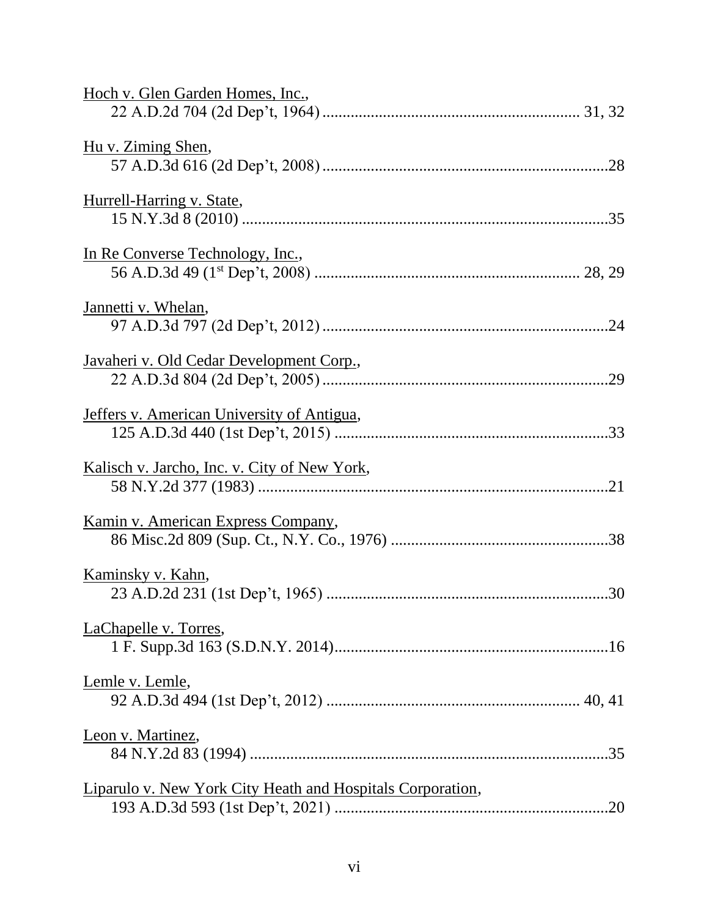Hoch v. Glen Garden Homes, Inc.,
    22 A.D.2d 704 (2d Dep't, 1964) .............................................................. 31, 32

Hu v. Ziming Shen,
    57 A.D.3d 616 (2d Dep't, 2008) ......................................................................28

Hurrell-Harring v. State,
    15 N.Y.3d 8 (2010) .........................................................................................35

In Re Converse Technology, Inc.,
    56 A.D.3d 49 (1st Dep't, 2008) ........................................................... 28, 29

Jannetti v. Whelan,
    97 A.D.3d 797 (2d Dep't, 2012) ......................................................................24

Javaheri v. Old Cedar Development Corp.,
    22 A.D.3d 804 (2d Dep't, 2005) ......................................................................29

Jeffers v. American University of Antigua,
    125 A.D.3d 440 (1st Dep't, 2015) ...................................................................33

Kalisch v. Jarcho, Inc. v. City of New York,
    58 N.Y.2d 377 (1983) ......................................................................................21

Kamin v. American Express Company,
    86 Misc.2d 809 (Sup. Ct., N.Y. Co., 1976) .....................................................38

Kaminsky v. Kahn,
    23 A.D.2d 231 (1st Dep't, 1965) .....................................................................30

LaChapelle v. Torres,
    1 F. Supp.3d 163 (S.D.N.Y. 2014)...................................................................16

Lemle v. Lemle,
    92 A.D.3d 494 (1st Dep't, 2012) ........................................................... 40, 41

Leon v. Martinez,
    84 N.Y.2d 83 (1994) ........................................................................................35

Liparulo v. New York City Heath and Hospitals Corporation,
    193 A.D.3d 593 (1st Dep't, 2021) ...................................................................20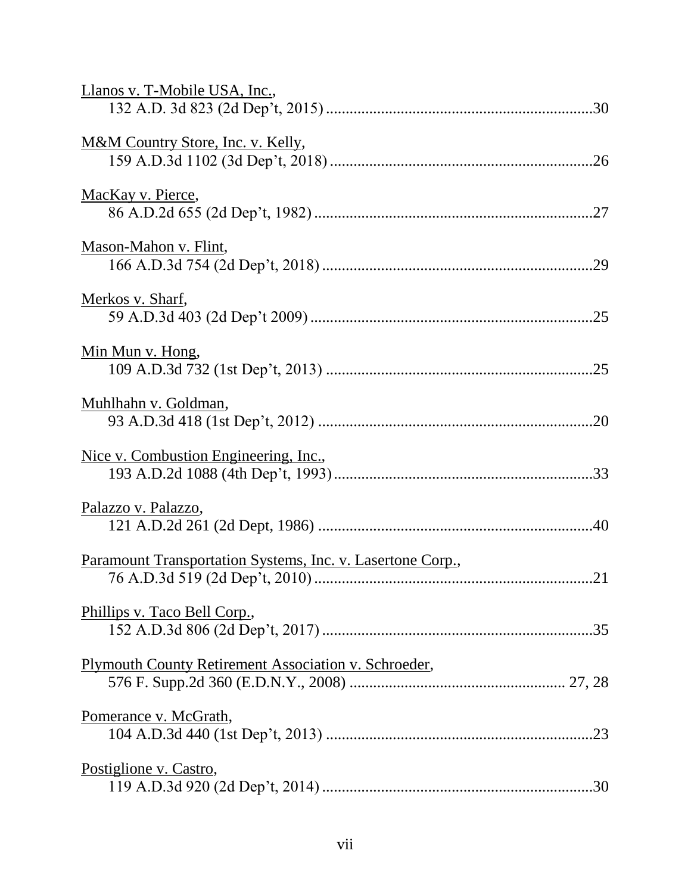Llanos v. T-Mobile USA, Inc.,
132 A.D. 3d 823 (2d Dep't, 2015) .......... 30

M&M Country Store, Inc. v. Kelly,
159 A.D.3d 1102 (3d Dep't, 2018) .......... 26

MacKay v. Pierce,
86 A.D.2d 655 (2d Dep't, 1982) .......... 27

Mason-Mahon v. Flint,
166 A.D.3d 754 (2d Dep't, 2018) .......... 29

Merkos v. Sharf,
59 A.D.3d 403 (2d Dep't 2009) .......... 25

Min Mun v. Hong,
109 A.D.3d 732 (1st Dep't, 2013) .......... 25

Muhlhahn v. Goldman,
93 A.D.3d 418 (1st Dep't, 2012) .......... 20

Nice v. Combustion Engineering, Inc.,
193 A.D.2d 1088 (4th Dep't, 1993) .......... 33

Palazzo v. Palazzo,
121 A.D.2d 261 (2d Dept, 1986) .......... 40

Paramount Transportation Systems, Inc. v. Lasertone Corp.,
76 A.D.3d 519 (2d Dep't, 2010) .......... 21

Phillips v. Taco Bell Corp.,
152 A.D.3d 806 (2d Dep't, 2017) .......... 35

Plymouth County Retirement Association v. Schroeder,
576 F. Supp.2d 360 (E.D.N.Y., 2008) .......... 27, 28

Pomerance v. McGrath,
104 A.D.3d 440 (1st Dep't, 2013) .......... 23

Postiglione v. Castro,
119 A.D.3d 920 (2d Dep't, 2014) .......... 30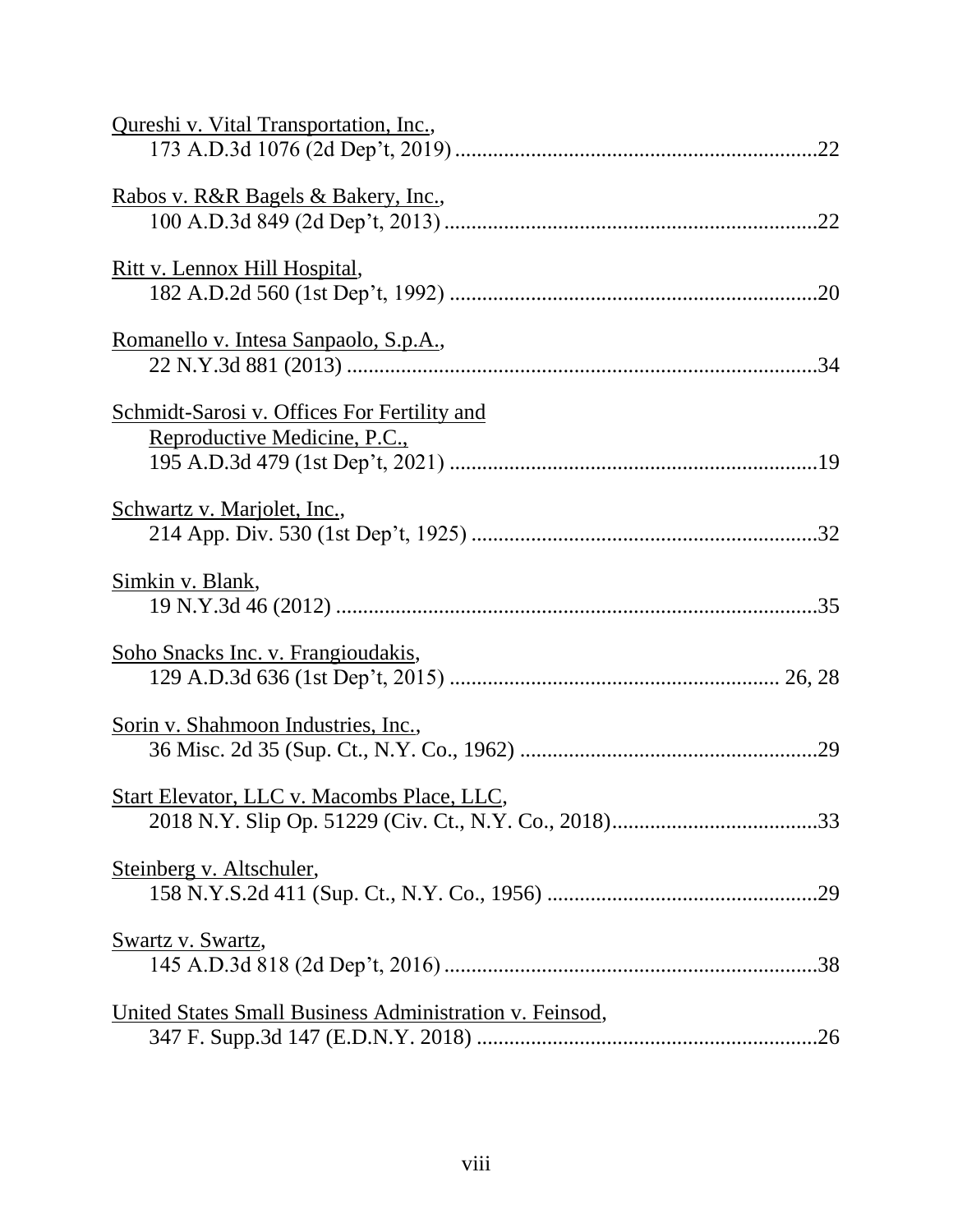Qureshi v. Vital Transportation, Inc.,
173 A.D.3d 1076 (2d Dep't, 2019) ....................................................................22

Rabos v. R&R Bagels & Bakery, Inc.,
100 A.D.3d 849 (2d Dep't, 2013) ......................................................................22

Ritt v. Lennox Hill Hospital,
182 A.D.2d 560 (1st Dep't, 1992) ......................................................................20

Romanello v. Intesa Sanpaolo, S.p.A.,
22 N.Y.3d 881 (2013) .........................................................................................34

Schmidt-Sarosi v. Offices For Fertility and Reproductive Medicine, P.C.,
195 A.D.3d 479 (1st Dep't, 2021) ......................................................................19

Schwartz v. Marjolet, Inc.,
214 App. Div. 530 (1st Dep't, 1925) ..................................................................32

Simkin v. Blank,
19 N.Y.3d 46 (2012) ...........................................................................................35

Soho Snacks Inc. v. Frangioudakis,
129 A.D.3d 636 (1st Dep't, 2015) ............................................................ 26, 28

Sorin v. Shahmoon Industries, Inc.,
36 Misc. 2d 35 (Sup. Ct., N.Y. Co., 1962) .........................................................29

Start Elevator, LLC v. Macombs Place, LLC,
2018 N.Y. Slip Op. 51229 (Civ. Ct., N.Y. Co., 2018)........................................33

Steinberg v. Altschuler,
158 N.Y.S.2d 411 (Sup. Ct., N.Y. Co., 1956) ....................................................29

Swartz v. Swartz,
145 A.D.3d 818 (2d Dep't, 2016) .......................................................................38

United States Small Business Administration v. Feinsod,
347 F. Supp.3d 147 (E.D.N.Y. 2018) .................................................................26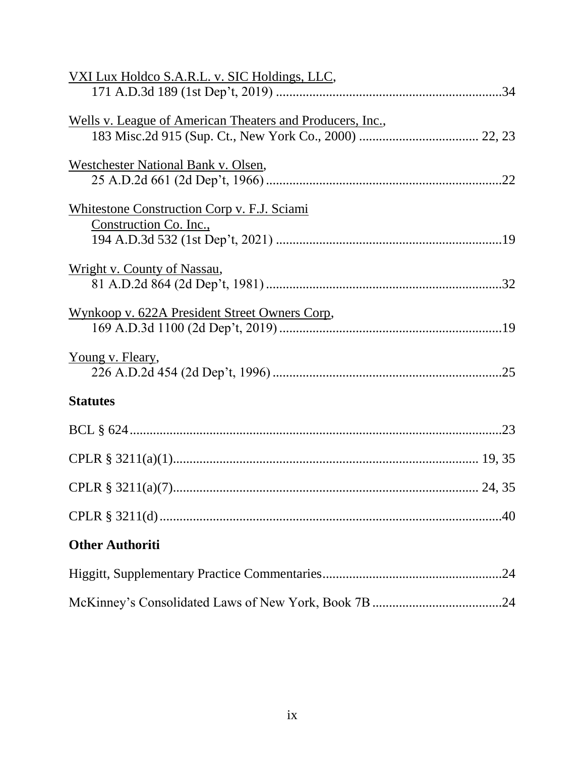<u>VXI Lux Holdco S.A.R.L. v. SIC Holdings, LLC</u>,
171 A.D.3d 189 (1st Dep't, 2019) ....................................................................34

<u>Wells v. League of American Theaters and Producers, Inc.</u>,
183 Misc.2d 915 (Sup. Ct., New York Co., 2000) .................................... 22, 23

<u>Westchester National Bank v. Olsen</u>,
25 A.D.2d 661 (2d Dep't, 1966) .......................................................................22

<u>Whitestone Construction Corp v. F.J. Sciami Construction Co. Inc.</u>,
194 A.D.3d 532 (1st Dep't, 2021) ....................................................................19

<u>Wright v. County of Nassau</u>,
81 A.D.2d 864 (2d Dep't, 1981) .......................................................................32

<u>Wynkoop v. 622A President Street Owners Corp</u>,
169 A.D.3d 1100 (2d Dep't, 2019) ...................................................................19

<u>Young v. Fleary</u>,
226 A.D.2d 454 (2d Dep't, 1996) .....................................................................25

**Statutes**

BCL § 624...............................................................................................................23

CPLR § 3211(a)(1)......................................................................................... 19, 35

CPLR § 3211(a)(7)......................................................................................... 24, 35

CPLR § 3211(d).......................................................................................................40

**Other Authoriti**

Higgitt, Supplementary Practice Commentaries......................................................24

McKinney's Consolidated Laws of New York, Book 7B .......................................24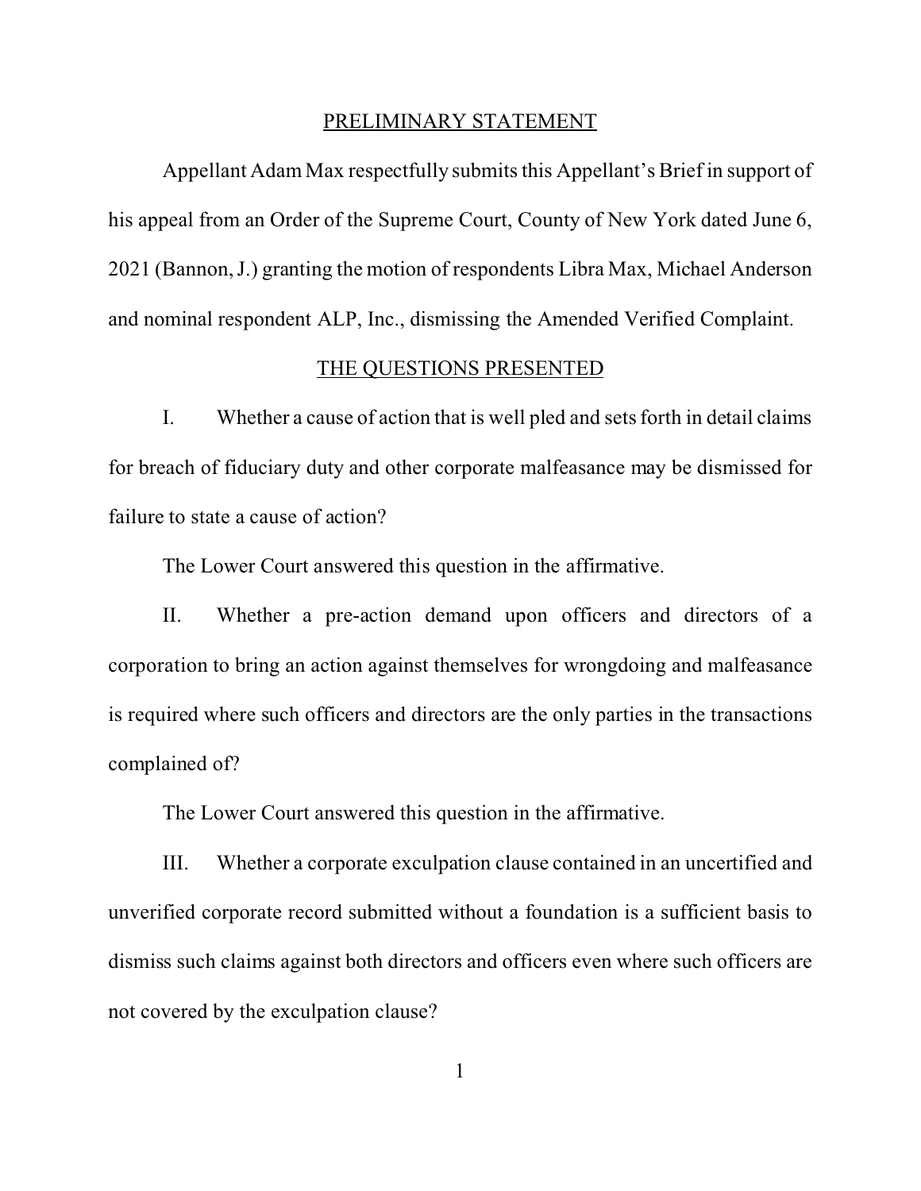## PRELIMINARY STATEMENT

Appellant Adam Max respectfully submits this Appellant's Brief in support of his appeal from an Order of the Supreme Court, County of New York dated June 6, 2021 (Bannon, J.) granting the motion of respondents Libra Max, Michael Anderson and nominal respondent ALP, Inc., dismissing the Amended Verified Complaint.

## THE QUESTIONS PRESENTED

I. Whether a cause of action that is well pled and sets forth in detail claims for breach of fiduciary duty and other corporate malfeasance may be dismissed for failure to state a cause of action?

The Lower Court answered this question in the affirmative.

II. Whether a pre-action demand upon officers and directors of a corporation to bring an action against themselves for wrongdoing and malfeasance is required where such officers and directors are the only parties in the transactions complained of?

The Lower Court answered this question in the affirmative.

III. Whether a corporate exculpation clause contained in an uncertified and unverified corporate record submitted without a foundation is a sufficient basis to dismiss such claims against both directors and officers even where such officers are not covered by the exculpation clause?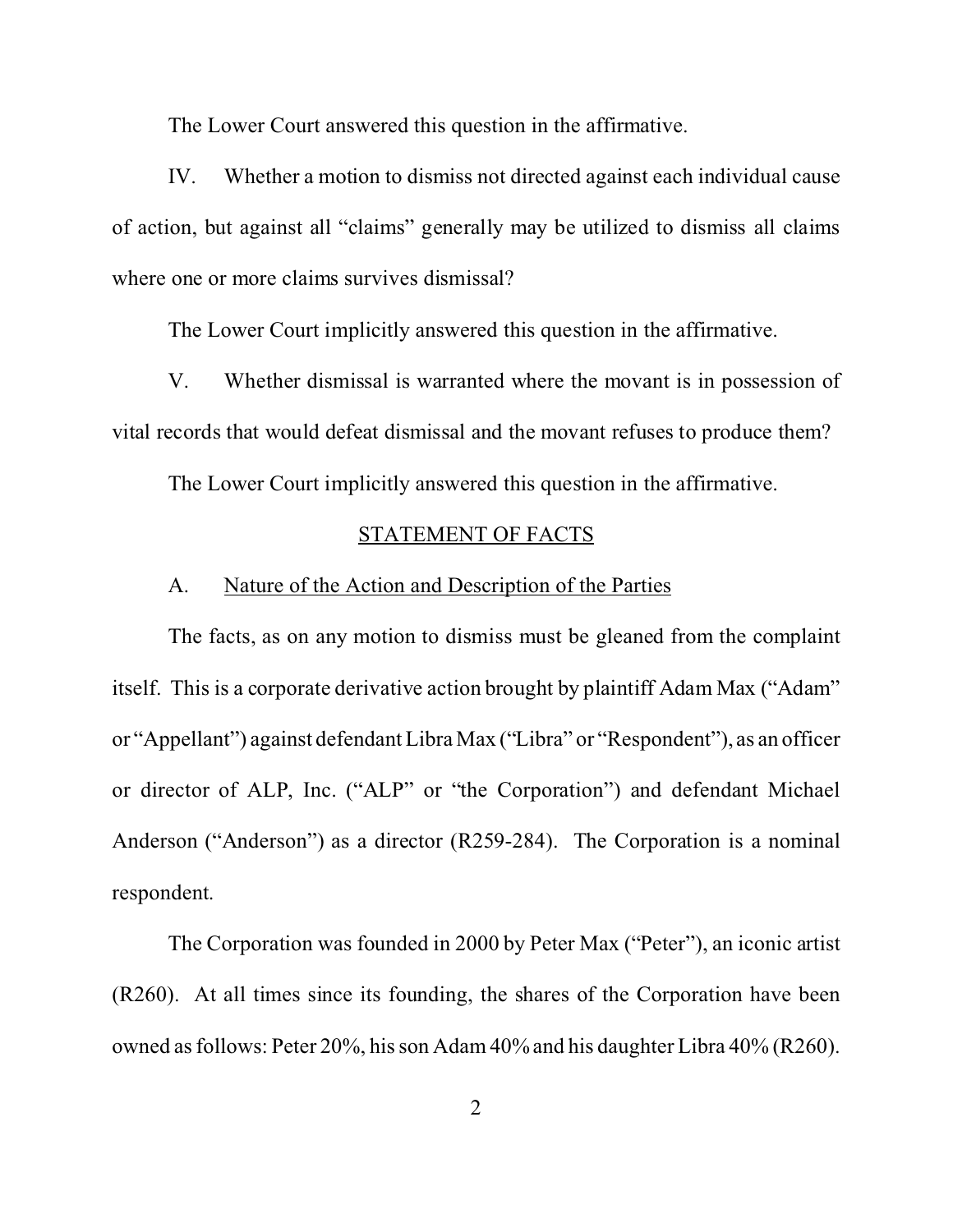The Lower Court answered this question in the affirmative.

IV. Whether a motion to dismiss not directed against each individual cause of action, but against all "claims" generally may be utilized to dismiss all claims where one or more claims survives dismissal?

The Lower Court implicitly answered this question in the affirmative.

V. Whether dismissal is warranted where the movant is in possession of vital records that would defeat dismissal and the movant refuses to produce them?

The Lower Court implicitly answered this question in the affirmative.

## STATEMENT OF FACTS

### A. Nature of the Action and Description of the Parties

The facts, as on any motion to dismiss must be gleaned from the complaint itself. This is a corporate derivative action brought by plaintiff Adam Max ("Adam" or "Appellant") against defendant Libra Max ("Libra" or "Respondent"), as an officer or director of ALP, Inc. ("ALP" or "the Corporation") and defendant Michael Anderson ("Anderson") as a director (R259-284). The Corporation is a nominal respondent.

The Corporation was founded in 2000 by Peter Max ("Peter"), an iconic artist (R260). At all times since its founding, the shares of the Corporation have been owned as follows: Peter 20%, his son Adam 40% and his daughter Libra 40% (R260).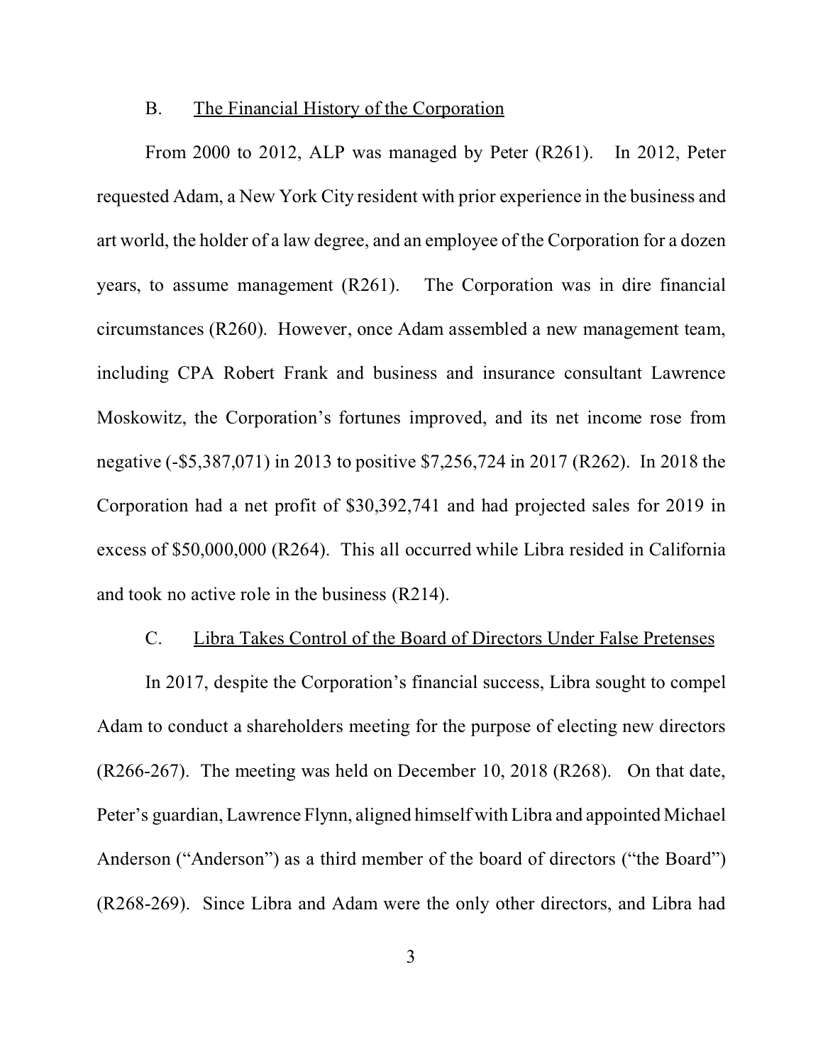### B. The Financial History of the Corporation

From 2000 to 2012, ALP was managed by Peter (R261). In 2012, Peter requested Adam, a New York City resident with prior experience in the business and art world, the holder of a law degree, and an employee of the Corporation for a dozen years, to assume management (R261). The Corporation was in dire financial circumstances (R260). However, once Adam assembled a new management team, including CPA Robert Frank and business and insurance consultant Lawrence Moskowitz, the Corporation's fortunes improved, and its net income rose from negative (-$5,387,071) in 2013 to positive $7,256,724 in 2017 (R262). In 2018 the Corporation had a net profit of $30,392,741 and had projected sales for 2019 in excess of $50,000,000 (R264). This all occurred while Libra resided in California and took no active role in the business (R214).

### C. Libra Takes Control of the Board of Directors Under False Pretenses

In 2017, despite the Corporation's financial success, Libra sought to compel Adam to conduct a shareholders meeting for the purpose of electing new directors (R266-267). The meeting was held on December 10, 2018 (R268). On that date, Peter's guardian, Lawrence Flynn, aligned himself with Libra and appointed Michael Anderson ("Anderson") as a third member of the board of directors ("the Board") (R268-269). Since Libra and Adam were the only other directors, and Libra had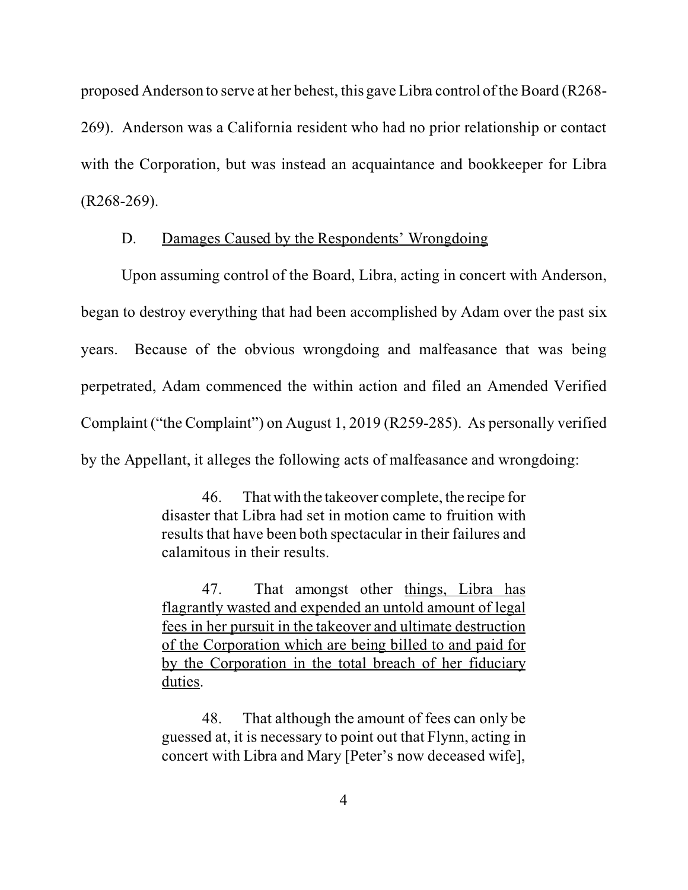proposed Anderson to serve at her behest, this gave Libra control of the Board (R268-269). Anderson was a California resident who had no prior relationship or contact with the Corporation, but was instead an acquaintance and bookkeeper for Libra (R268-269).

### D. <u>Damages Caused by the Respondents' Wrongdoing</u>

Upon assuming control of the Board, Libra, acting in concert with Anderson, began to destroy everything that had been accomplished by Adam over the past six years. Because of the obvious wrongdoing and malfeasance that was being perpetrated, Adam commenced the within action and filed an Amended Verified Complaint ("the Complaint") on August 1, 2019 (R259-285). As personally verified by the Appellant, it alleges the following acts of malfeasance and wrongdoing:

> 46. That with the takeover complete, the recipe for disaster that Libra had set in motion came to fruition with results that have been both spectacular in their failures and calamitous in their results.
>
> 47. That amongst other <u>things, Libra has flagrantly wasted and expended an untold amount of legal fees in her pursuit in the takeover and ultimate destruction of the Corporation which are being billed to and paid for by the Corporation in the total breach of her fiduciary duties</u>.
>
> 48. That although the amount of fees can only be guessed at, it is necessary to point out that Flynn, acting in concert with Libra and Mary [Peter's now deceased wife],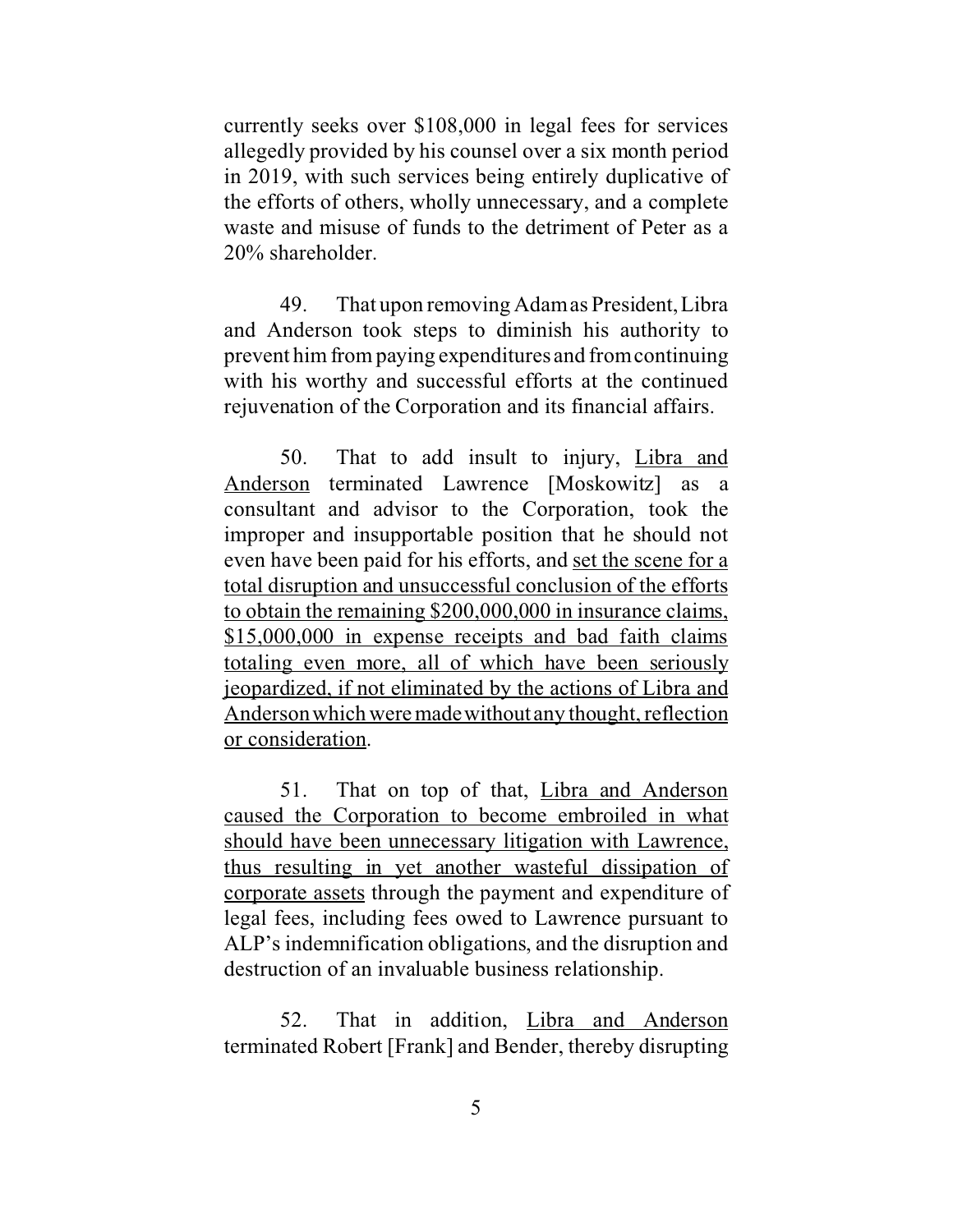currently seeks over $108,000 in legal fees for services allegedly provided by his counsel over a six month period in 2019, with such services being entirely duplicative of the efforts of others, wholly unnecessary, and a complete waste and misuse of funds to the detriment of Peter as a 20% shareholder.

49. That upon removing Adam as President, Libra and Anderson took steps to diminish his authority to prevent him from paying expenditures and from continuing with his worthy and successful efforts at the continued rejuvenation of the Corporation and its financial affairs.

50. That to add insult to injury, <u>Libra and Anderson</u> terminated Lawrence [Moskowitz] as a consultant and advisor to the Corporation, took the improper and insupportable position that he should not even have been paid for his efforts, and <u>set the scene for a total disruption and unsuccessful conclusion of the efforts to obtain the remaining $200,000,000 in insurance claims, $15,000,000 in expense receipts and bad faith claims totaling even more, all of which have been seriously jeopardized, if not eliminated by the actions of Libra and Anderson which were made without any thought, reflection or consideration</u>.

51. That on top of that, <u>Libra and Anderson caused the Corporation to become embroiled in what should have been unnecessary litigation with Lawrence, thus resulting in yet another wasteful dissipation of corporate assets</u> through the payment and expenditure of legal fees, including fees owed to Lawrence pursuant to ALP's indemnification obligations, and the disruption and destruction of an invaluable business relationship.

52. That in addition, <u>Libra and Anderson</u> terminated Robert [Frank] and Bender, thereby disrupting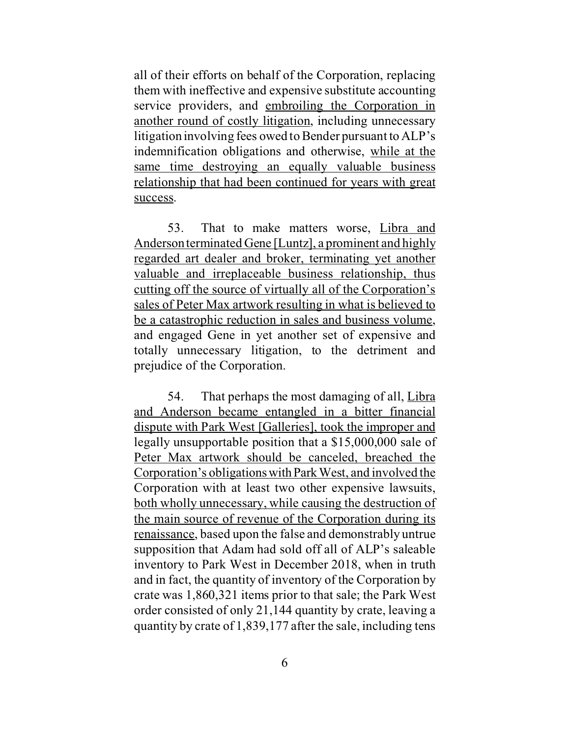all of their efforts on behalf of the Corporation, replacing them with ineffective and expensive substitute accounting service providers, and <u>embroiling the Corporation in another round of costly litigation</u>, including unnecessary litigation involving fees owed to Bender pursuant to ALP's indemnification obligations and otherwise, <u>while at the same time destroying an equally valuable business relationship that had been continued for years with great success</u>.

53. That to make matters worse, <u>Libra and Anderson terminated Gene [Luntz], a prominent and highly regarded art dealer and broker, terminating yet another valuable and irreplaceable business relationship, thus cutting off the source of virtually all of the Corporation's sales of Peter Max artwork resulting in what is believed to be a catastrophic reduction in sales and business volume</u>, and engaged Gene in yet another set of expensive and totally unnecessary litigation, to the detriment and prejudice of the Corporation.

54. That perhaps the most damaging of all, <u>Libra and Anderson became entangled in a bitter financial dispute with Park West [Galleries], took the improper and</u> legally unsupportable position that a $15,000,000 sale of <u>Peter Max artwork should be canceled, breached the Corporation's obligations with Park West, and involved the</u> Corporation with at least two other expensive lawsuits, <u>both wholly unnecessary, while causing the destruction of the main source of revenue of the Corporation during its renaissance</u>, based upon the false and demonstrably untrue supposition that Adam had sold off all of ALP's saleable inventory to Park West in December 2018, when in truth and in fact, the quantity of inventory of the Corporation by crate was 1,860,321 items prior to that sale; the Park West order consisted of only 21,144 quantity by crate, leaving a quantity by crate of 1,839,177 after the sale, including tens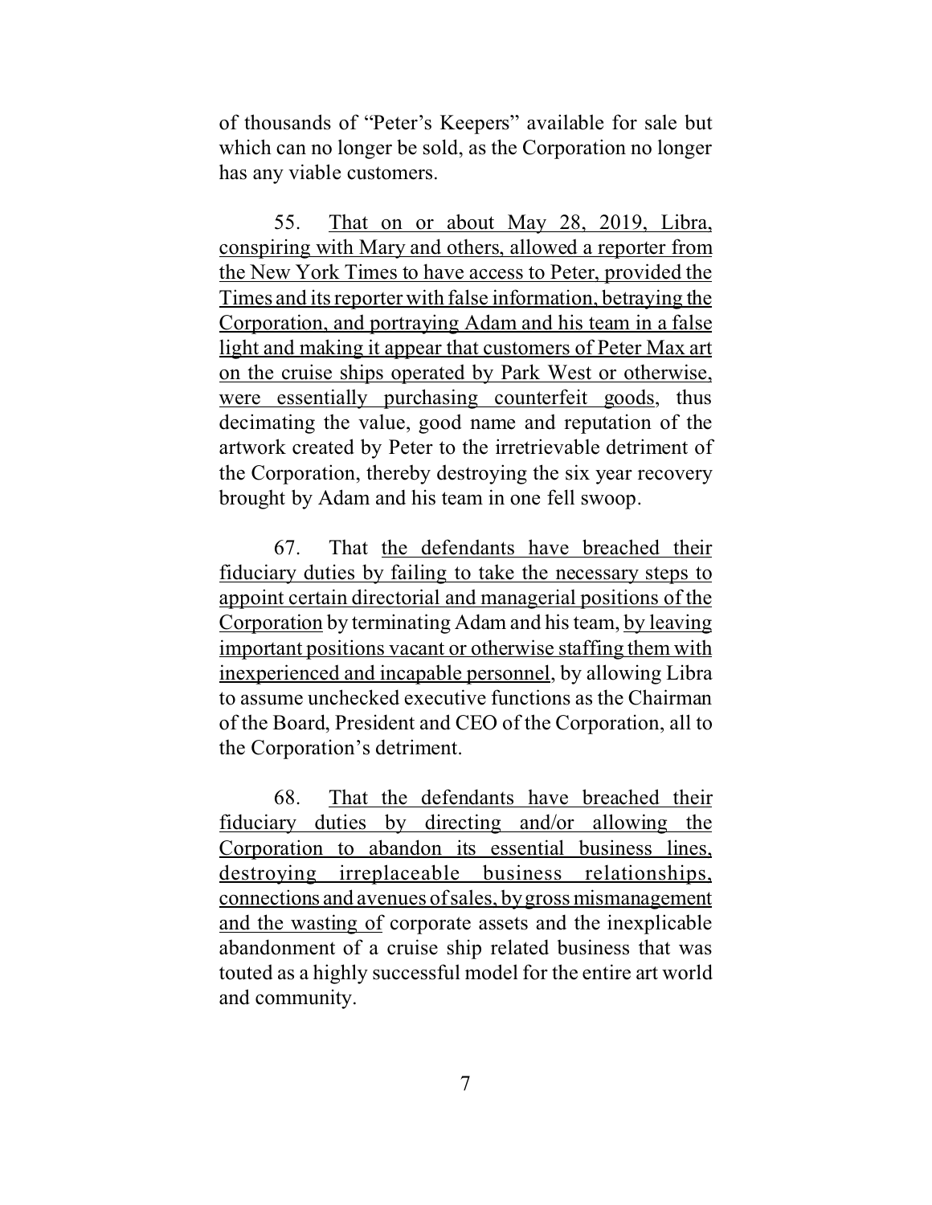of thousands of “Peter’s Keepers” available for sale but which can no longer be sold, as the Corporation no longer has any viable customers.

55. <u>That on or about May 28, 2019, Libra, conspiring with Mary and others, allowed a reporter from the New York Times to have access to Peter, provided the Times and its reporter with false information, betraying the Corporation, and portraying Adam and his team in a false light and making it appear that customers of Peter Max art on the cruise ships operated by Park West or otherwise, were essentially purchasing counterfeit goods</u>, thus decimating the value, good name and reputation of the artwork created by Peter to the irretrievable detriment of the Corporation, thereby destroying the six year recovery brought by Adam and his team in one fell swoop.

67. That <u>the defendants have breached their fiduciary duties by failing to take the necessary steps to appoint certain directorial and managerial positions of the Corporation</u> by terminating Adam and his team, <u>by leaving important positions vacant or otherwise staffing them with inexperienced and incapable personnel</u>, by allowing Libra to assume unchecked executive functions as the Chairman of the Board, President and CEO of the Corporation, all to the Corporation’s detriment.

68. <u>That the defendants have breached their fiduciary duties by directing and/or allowing the Corporation to abandon its essential business lines, destroying irreplaceable business relationships, connections and avenues of sales, by gross mismanagement and the wasting of</u> corporate assets and the inexplicable abandonment of a cruise ship related business that was touted as a highly successful model for the entire art world and community.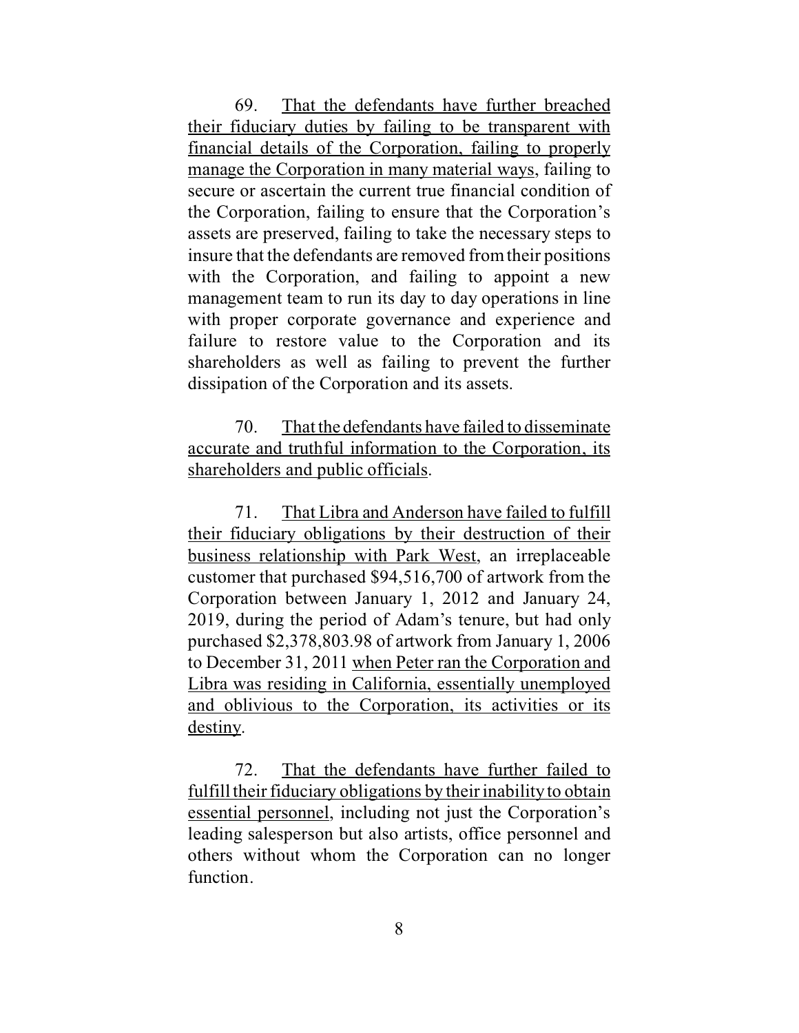69. That the defendants have further breached their fiduciary duties by failing to be transparent with financial details of the Corporation, failing to properly manage the Corporation in many material ways, failing to secure or ascertain the current true financial condition of the Corporation, failing to ensure that the Corporation's assets are preserved, failing to take the necessary steps to insure that the defendants are removed from their positions with the Corporation, and failing to appoint a new management team to run its day to day operations in line with proper corporate governance and experience and failure to restore value to the Corporation and its shareholders as well as failing to prevent the further dissipation of the Corporation and its assets.

70. That the defendants have failed to disseminate accurate and truthful information to the Corporation, its shareholders and public officials.

71. That Libra and Anderson have failed to fulfill their fiduciary obligations by their destruction of their business relationship with Park West, an irreplaceable customer that purchased $94,516,700 of artwork from the Corporation between January 1, 2012 and January 24, 2019, during the period of Adam's tenure, but had only purchased $2,378,803.98 of artwork from January 1, 2006 to December 31, 2011 when Peter ran the Corporation and Libra was residing in California, essentially unemployed and oblivious to the Corporation, its activities or its destiny.

72. That the defendants have further failed to fulfill their fiduciary obligations by their inability to obtain essential personnel, including not just the Corporation's leading salesperson but also artists, office personnel and others without whom the Corporation can no longer function.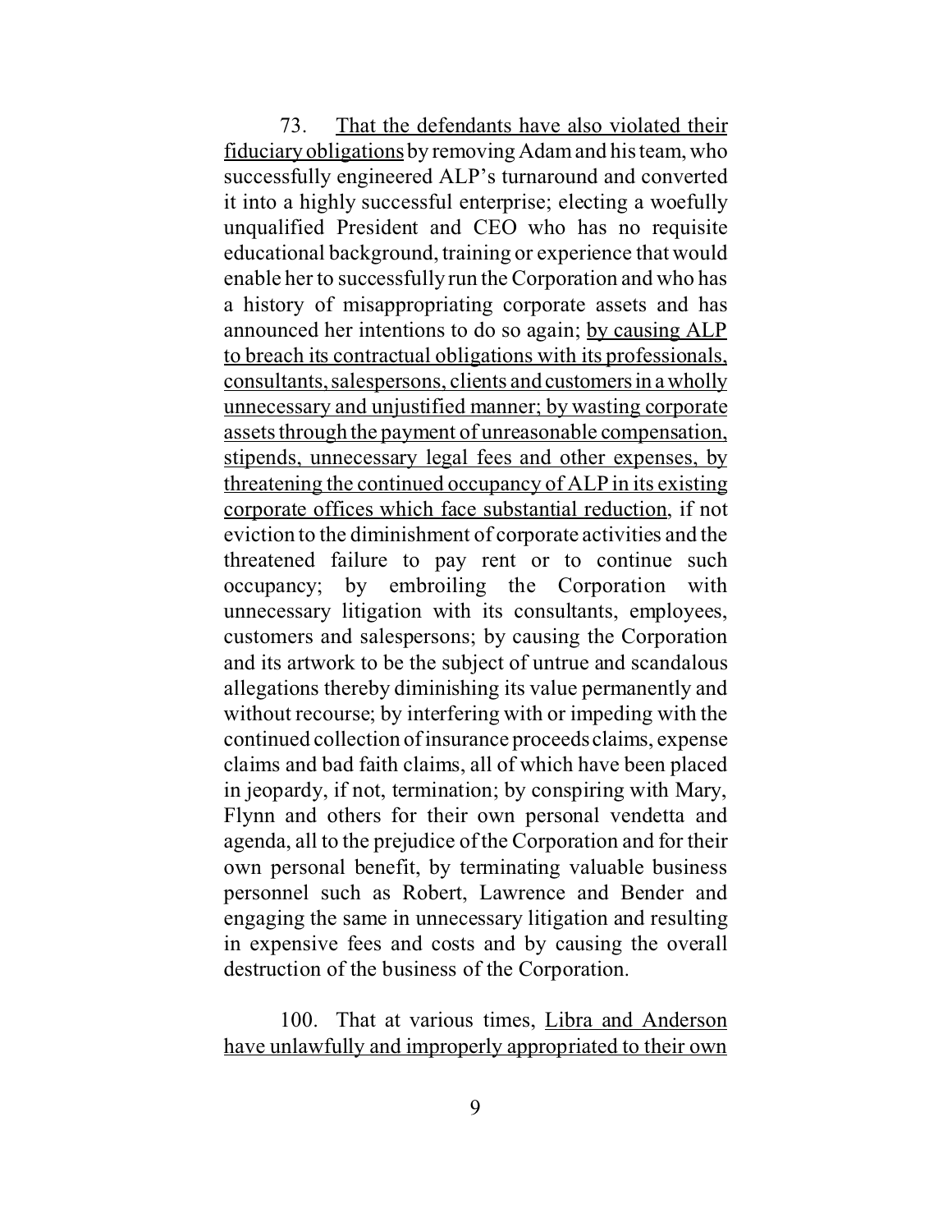73. <u>That the defendants have also violated their fiduciary obligations</u> by removing Adam and his team, who successfully engineered ALP's turnaround and converted it into a highly successful enterprise; electing a woefully unqualified President and CEO who has no requisite educational background, training or experience that would enable her to successfully run the Corporation and who has a history of misappropriating corporate assets and has announced her intentions to do so again; <u>by causing ALP to breach its contractual obligations with its professionals, consultants, salespersons, clients and customers in a wholly unnecessary and unjustified manner; by wasting corporate assets through the payment of unreasonable compensation, stipends, unnecessary legal fees and other expenses, by threatening the continued occupancy of ALP in its existing corporate offices which face substantial reduction</u>, if not eviction to the diminishment of corporate activities and the threatened failure to pay rent or to continue such occupancy; by embroiling the Corporation with unnecessary litigation with its consultants, employees, customers and salespersons; by causing the Corporation and its artwork to be the subject of untrue and scandalous allegations thereby diminishing its value permanently and without recourse; by interfering with or impeding with the continued collection of insurance proceeds claims, expense claims and bad faith claims, all of which have been placed in jeopardy, if not, termination; by conspiring with Mary, Flynn and others for their own personal vendetta and agenda, all to the prejudice of the Corporation and for their own personal benefit, by terminating valuable business personnel such as Robert, Lawrence and Bender and engaging the same in unnecessary litigation and resulting in expensive fees and costs and by causing the overall destruction of the business of the Corporation.

100. That at various times, <u>Libra and Anderson have unlawfully and improperly appropriated to their own</u>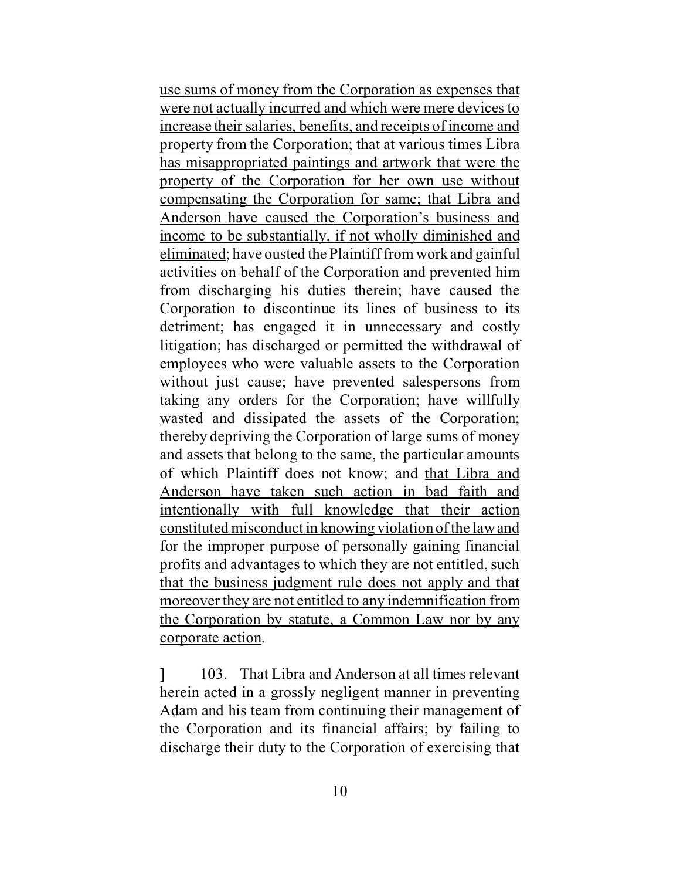use sums of money from the Corporation as expenses that were not actually incurred and which were mere devices to increase their salaries, benefits, and receipts of income and property from the Corporation; that at various times Libra has misappropriated paintings and artwork that were the property of the Corporation for her own use without compensating the Corporation for same; that Libra and Anderson have caused the Corporation's business and income to be substantially, if not wholly diminished and eliminated; have ousted the Plaintiff from work and gainful activities on behalf of the Corporation and prevented him from discharging his duties therein; have caused the Corporation to discontinue its lines of business to its detriment; has engaged it in unnecessary and costly litigation; has discharged or permitted the withdrawal of employees who were valuable assets to the Corporation without just cause; have prevented salespersons from taking any orders for the Corporation; have willfully wasted and dissipated the assets of the Corporation; thereby depriving the Corporation of large sums of money and assets that belong to the same, the particular amounts of which Plaintiff does not know; and that Libra and Anderson have taken such action in bad faith and intentionally with full knowledge that their action constituted misconduct in knowing violation of the law and for the improper purpose of personally gaining financial profits and advantages to which they are not entitled, such that the business judgment rule does not apply and that moreover they are not entitled to any indemnification from the Corporation by statute, a Common Law nor by any corporate action.

] 103. That Libra and Anderson at all times relevant herein acted in a grossly negligent manner in preventing Adam and his team from continuing their management of the Corporation and its financial affairs; by failing to discharge their duty to the Corporation of exercising that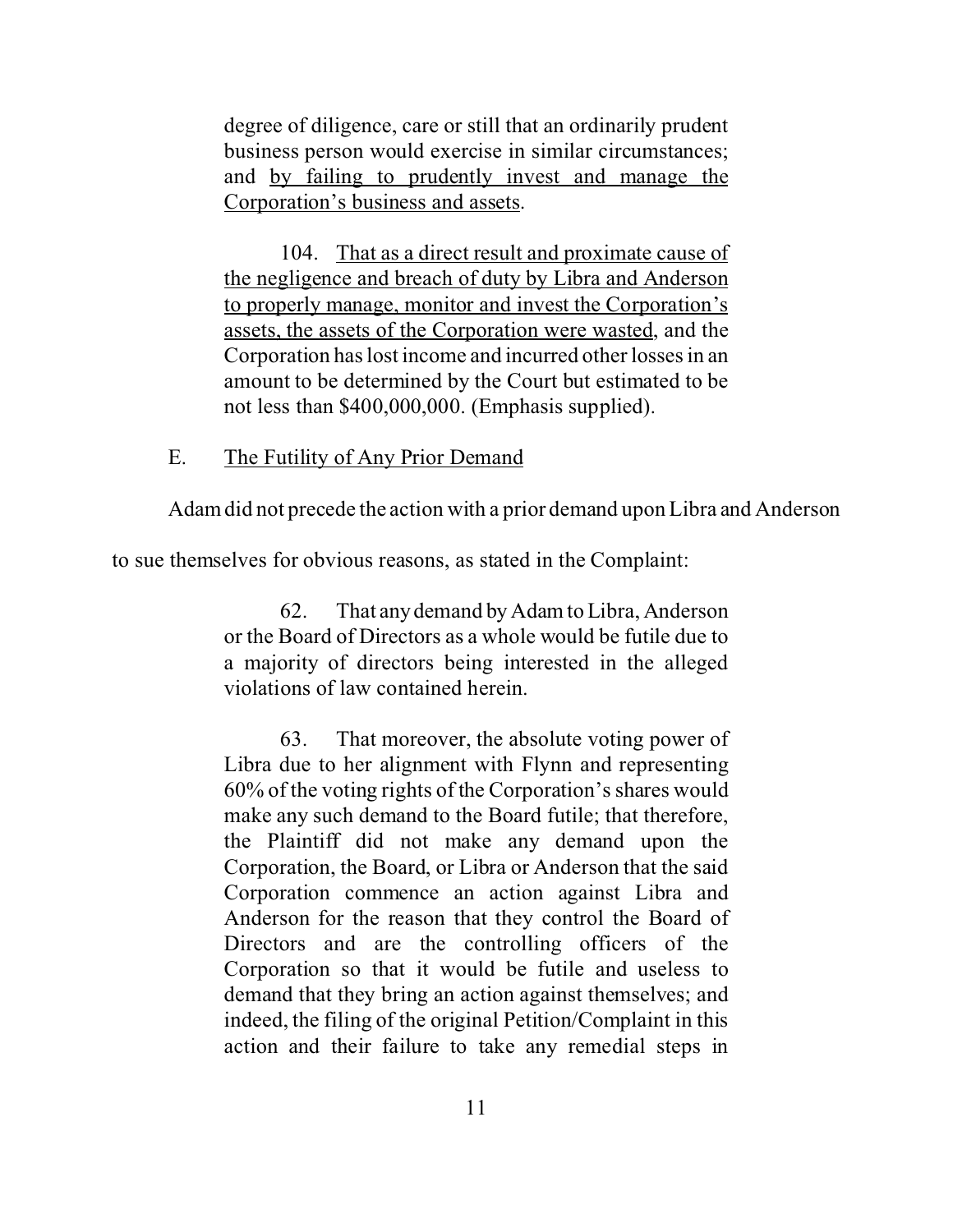> degree of diligence, care or still that an ordinarily prudent business person would exercise in similar circumstances; and <u>by failing to prudently invest and manage the Corporation's business and assets</u>.
>
> 104. <u>That as a direct result and proximate cause of the negligence and breach of duty by Libra and Anderson to properly manage, monitor and invest the Corporation's assets, the assets of the Corporation were wasted</u>, and the Corporation has lost income and incurred other losses in an amount to be determined by the Court but estimated to be not less than $400,000,000. (Emphasis supplied).

E. <u>The Futility of Any Prior Demand</u>

Adam did not precede the action with a prior demand upon Libra and Anderson to sue themselves for obvious reasons, as stated in the Complaint:

> 62. That any demand by Adam to Libra, Anderson or the Board of Directors as a whole would be futile due to a majority of directors being interested in the alleged violations of law contained herein.
>
> 63. That moreover, the absolute voting power of Libra due to her alignment with Flynn and representing 60% of the voting rights of the Corporation's shares would make any such demand to the Board futile; that therefore, the Plaintiff did not make any demand upon the Corporation, the Board, or Libra or Anderson that the said Corporation commence an action against Libra and Anderson for the reason that they control the Board of Directors and are the controlling officers of the Corporation so that it would be futile and useless to demand that they bring an action against themselves; and indeed, the filing of the original Petition/Complaint in this action and their failure to take any remedial steps in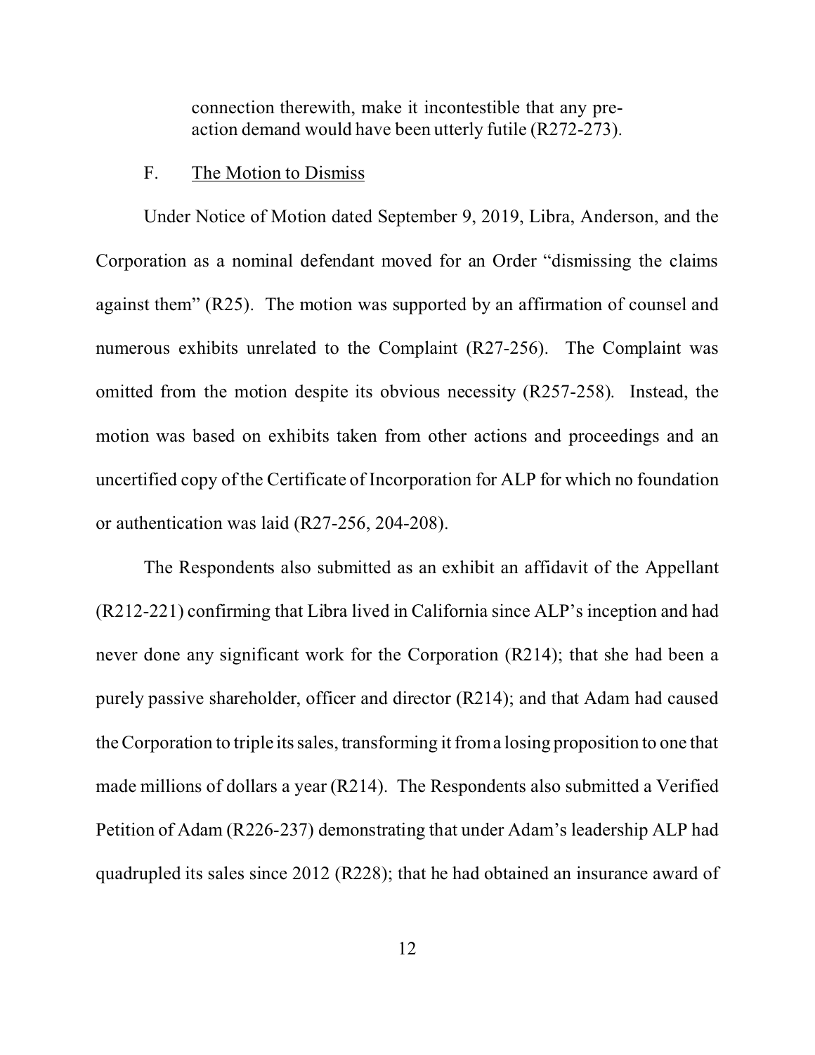> connection therewith, make it incontestible that any pre-action demand would have been utterly futile (R272-273).

F. The Motion to Dismiss

Under Notice of Motion dated September 9, 2019, Libra, Anderson, and the Corporation as a nominal defendant moved for an Order "dismissing the claims against them" (R25). The motion was supported by an affirmation of counsel and numerous exhibits unrelated to the Complaint (R27-256). The Complaint was omitted from the motion despite its obvious necessity (R257-258). Instead, the motion was based on exhibits taken from other actions and proceedings and an uncertified copy of the Certificate of Incorporation for ALP for which no foundation or authentication was laid (R27-256, 204-208).

The Respondents also submitted as an exhibit an affidavit of the Appellant (R212-221) confirming that Libra lived in California since ALP's inception and had never done any significant work for the Corporation (R214); that she had been a purely passive shareholder, officer and director (R214); and that Adam had caused the Corporation to triple its sales, transforming it from a losing proposition to one that made millions of dollars a year (R214). The Respondents also submitted a Verified Petition of Adam (R226-237) demonstrating that under Adam's leadership ALP had quadrupled its sales since 2012 (R228); that he had obtained an insurance award of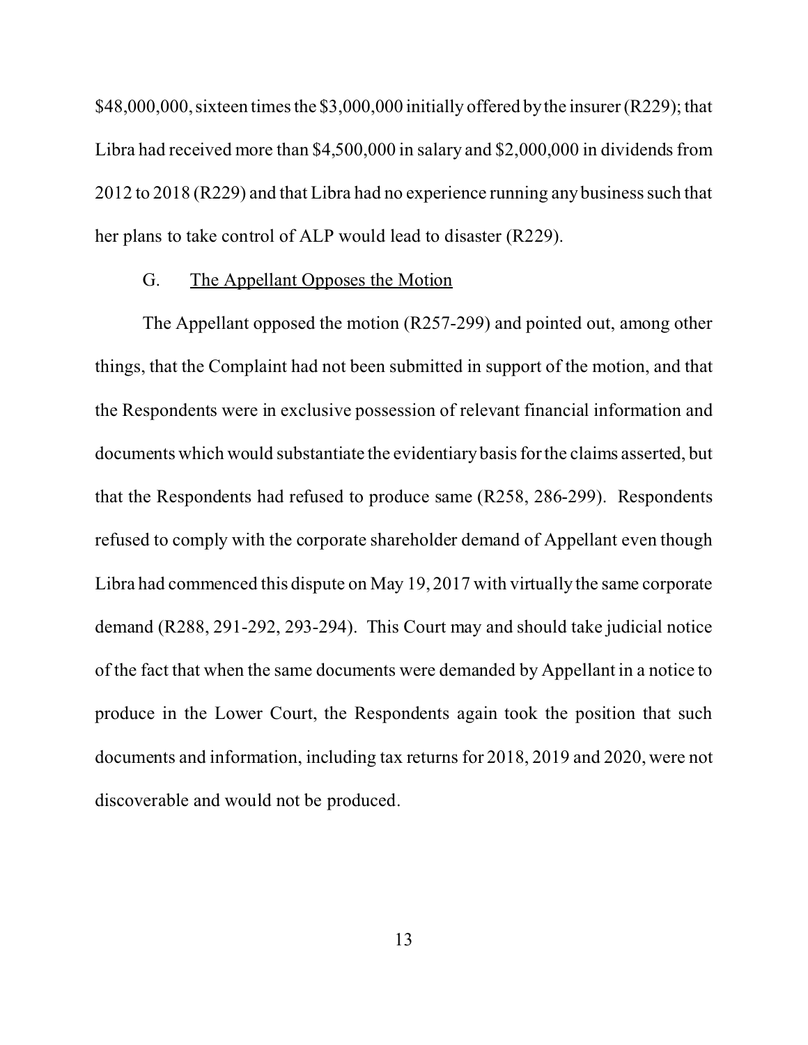$48,000,000, sixteen times the $3,000,000 initially offered by the insurer (R229); that Libra had received more than $4,500,000 in salary and $2,000,000 in dividends from 2012 to 2018 (R229) and that Libra had no experience running any business such that her plans to take control of ALP would lead to disaster (R229).

G. The Appellant Opposes the Motion

The Appellant opposed the motion (R257-299) and pointed out, among other things, that the Complaint had not been submitted in support of the motion, and that the Respondents were in exclusive possession of relevant financial information and documents which would substantiate the evidentiary basis for the claims asserted, but that the Respondents had refused to produce same (R258, 286-299). Respondents refused to comply with the corporate shareholder demand of Appellant even though Libra had commenced this dispute on May 19, 2017 with virtually the same corporate demand (R288, 291-292, 293-294). This Court may and should take judicial notice of the fact that when the same documents were demanded by Appellant in a notice to produce in the Lower Court, the Respondents again took the position that such documents and information, including tax returns for 2018, 2019 and 2020, were not discoverable and would not be produced.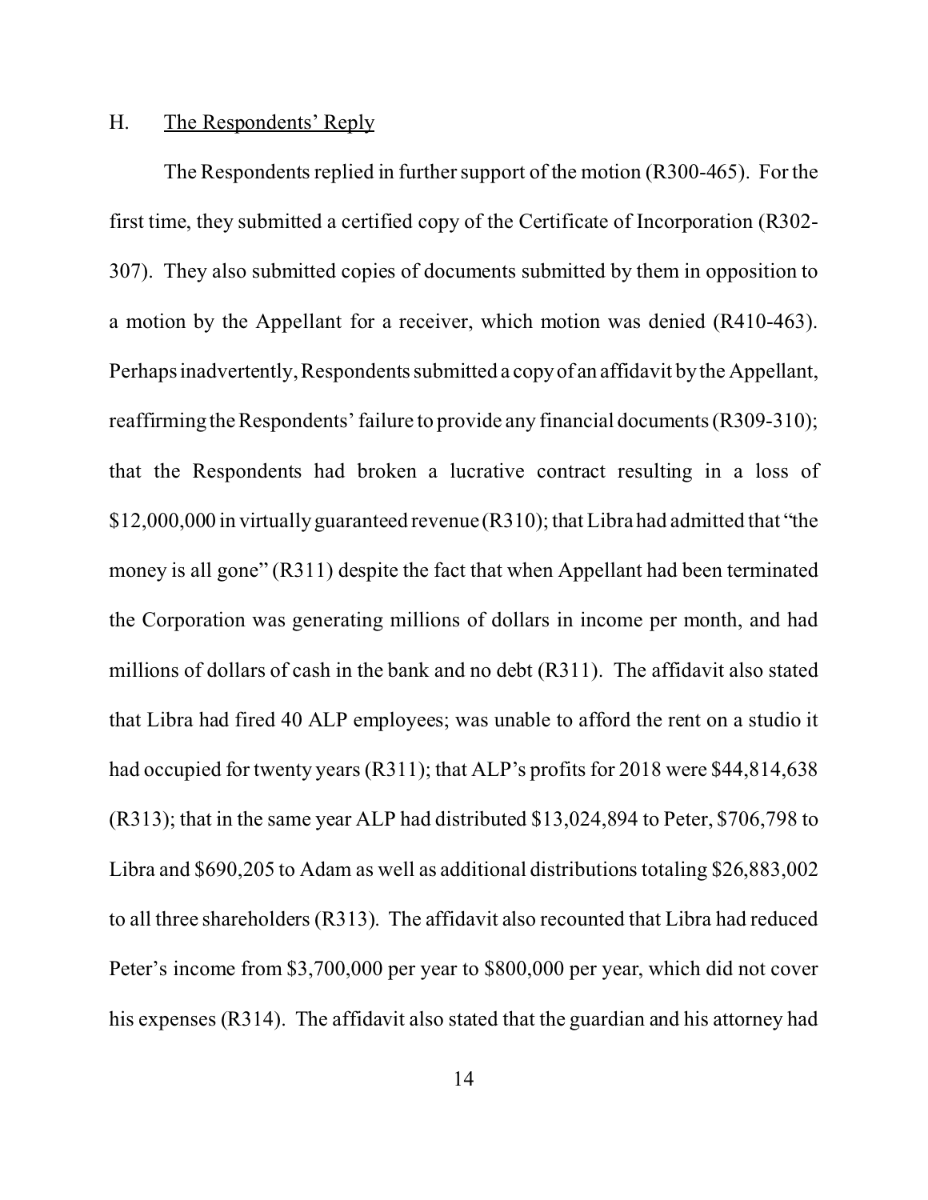### H. The Respondents' Reply

The Respondents replied in further support of the motion (R300-465). For the first time, they submitted a certified copy of the Certificate of Incorporation (R302-307). They also submitted copies of documents submitted by them in opposition to a motion by the Appellant for a receiver, which motion was denied (R410-463). Perhaps inadvertently, Respondents submitted a copy of an affidavit by the Appellant, reaffirming the Respondents' failure to provide any financial documents (R309-310); that the Respondents had broken a lucrative contract resulting in a loss of $12,000,000 in virtually guaranteed revenue (R310); that Libra had admitted that "the money is all gone" (R311) despite the fact that when Appellant had been terminated the Corporation was generating millions of dollars in income per month, and had millions of dollars of cash in the bank and no debt (R311). The affidavit also stated that Libra had fired 40 ALP employees; was unable to afford the rent on a studio it had occupied for twenty years (R311); that ALP's profits for 2018 were $44,814,638 (R313); that in the same year ALP had distributed $13,024,894 to Peter, $706,798 to Libra and $690,205 to Adam as well as additional distributions totaling $26,883,002 to all three shareholders (R313). The affidavit also recounted that Libra had reduced Peter's income from $3,700,000 per year to $800,000 per year, which did not cover his expenses (R314). The affidavit also stated that the guardian and his attorney had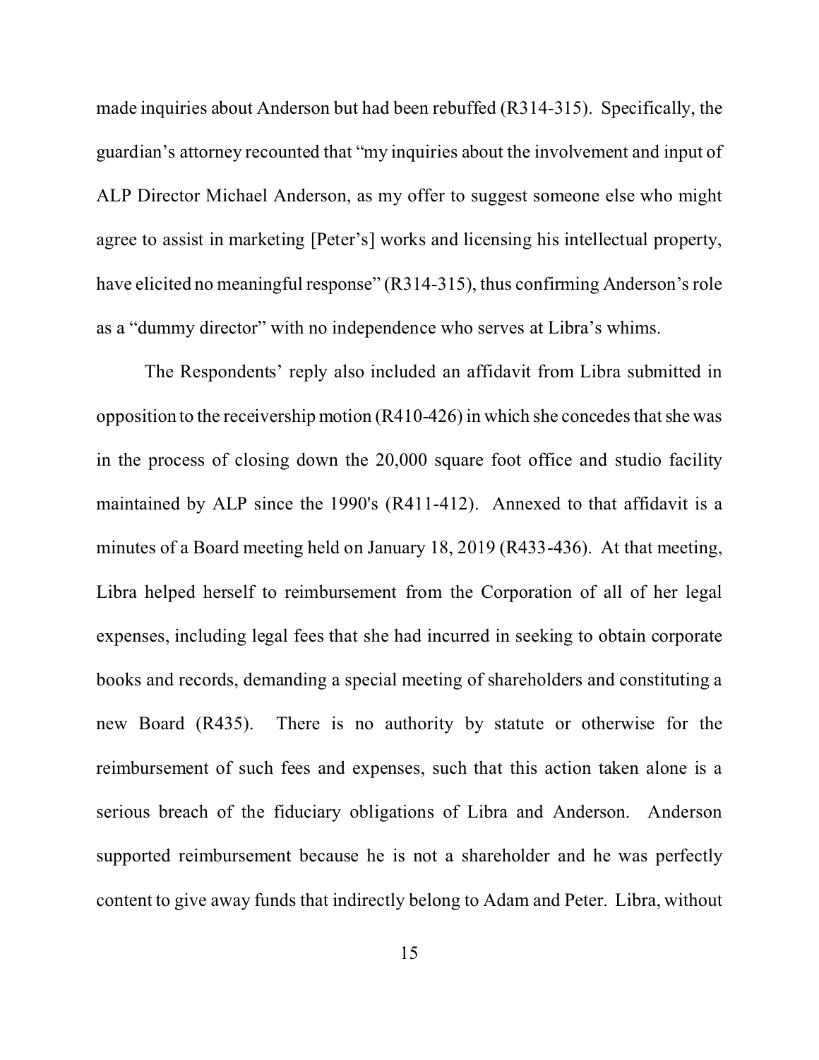made inquiries about Anderson but had been rebuffed (R314-315). Specifically, the guardian's attorney recounted that "my inquiries about the involvement and input of ALP Director Michael Anderson, as my offer to suggest someone else who might agree to assist in marketing [Peter's] works and licensing his intellectual property, have elicited no meaningful response" (R314-315), thus confirming Anderson's role as a "dummy director" with no independence who serves at Libra's whims.

The Respondents' reply also included an affidavit from Libra submitted in opposition to the receivership motion (R410-426) in which she concedes that she was in the process of closing down the 20,000 square foot office and studio facility maintained by ALP since the 1990's (R411-412). Annexed to that affidavit is a minutes of a Board meeting held on January 18, 2019 (R433-436). At that meeting, Libra helped herself to reimbursement from the Corporation of all of her legal expenses, including legal fees that she had incurred in seeking to obtain corporate books and records, demanding a special meeting of shareholders and constituting a new Board (R435). There is no authority by statute or otherwise for the reimbursement of such fees and expenses, such that this action taken alone is a serious breach of the fiduciary obligations of Libra and Anderson. Anderson supported reimbursement because he is not a shareholder and he was perfectly content to give away funds that indirectly belong to Adam and Peter. Libra, without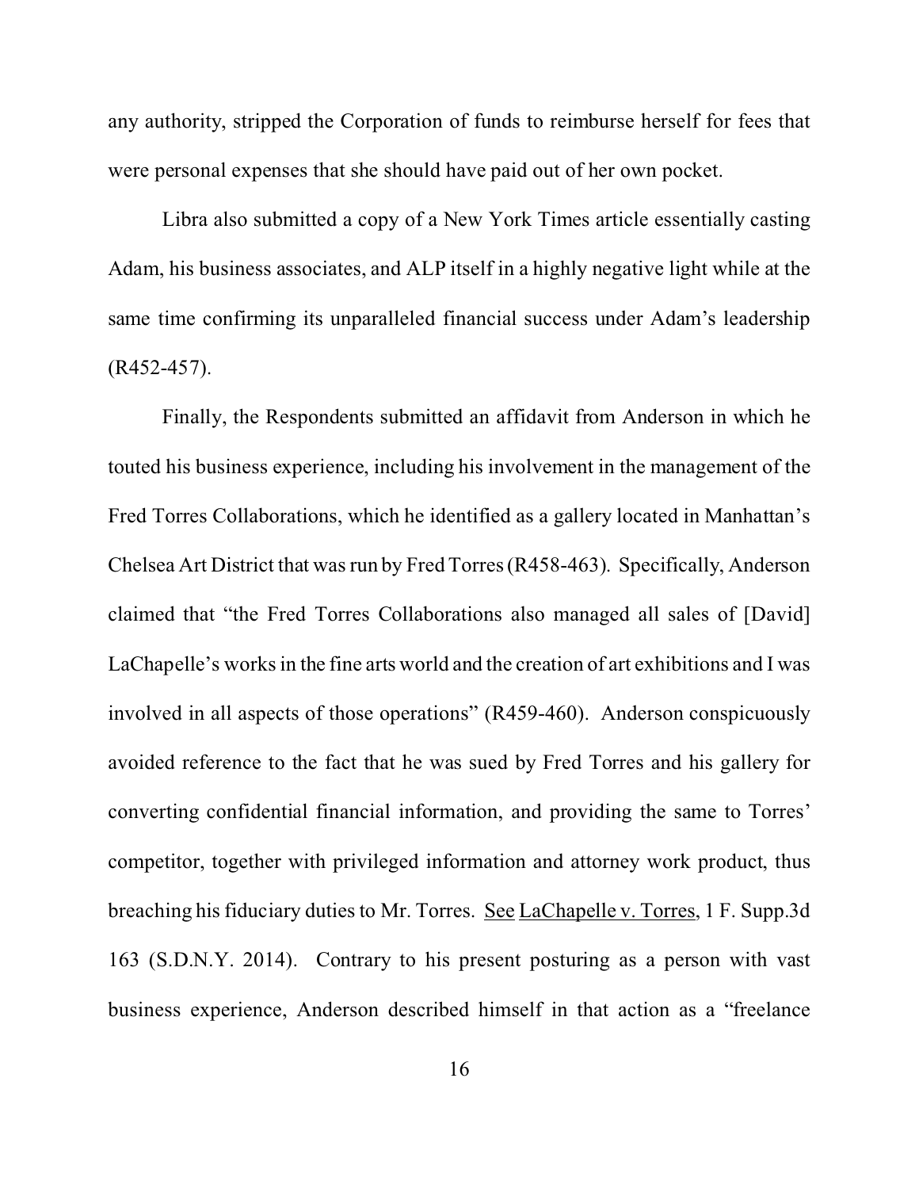any authority, stripped the Corporation of funds to reimburse herself for fees that were personal expenses that she should have paid out of her own pocket.

Libra also submitted a copy of a New York Times article essentially casting Adam, his business associates, and ALP itself in a highly negative light while at the same time confirming its unparalleled financial success under Adam's leadership (R452-457).

Finally, the Respondents submitted an affidavit from Anderson in which he touted his business experience, including his involvement in the management of the Fred Torres Collaborations, which he identified as a gallery located in Manhattan's Chelsea Art District that was run by Fred Torres (R458-463). Specifically, Anderson claimed that "the Fred Torres Collaborations also managed all sales of [David] LaChapelle's works in the fine arts world and the creation of art exhibitions and I was involved in all aspects of those operations" (R459-460). Anderson conspicuously avoided reference to the fact that he was sued by Fred Torres and his gallery for converting confidential financial information, and providing the same to Torres' competitor, together with privileged information and attorney work product, thus breaching his fiduciary duties to Mr. Torres. <u>See</u> <u>LaChapelle v. Torres</u>, 1 F. Supp.3d 163 (S.D.N.Y. 2014). Contrary to his present posturing as a person with vast business experience, Anderson described himself in that action as a "freelance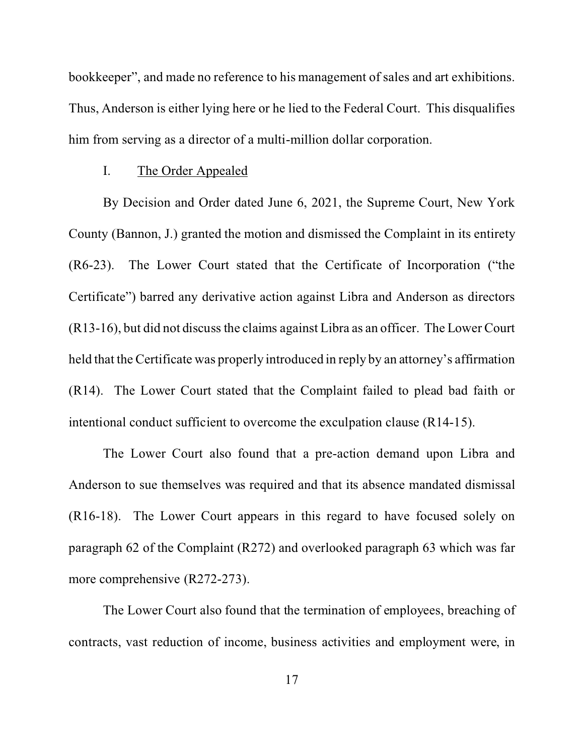bookkeeper", and made no reference to his management of sales and art exhibitions. Thus, Anderson is either lying here or he lied to the Federal Court. This disqualifies him from serving as a director of a multi-million dollar corporation.

## I. The Order Appealed

By Decision and Order dated June 6, 2021, the Supreme Court, New York County (Bannon, J.) granted the motion and dismissed the Complaint in its entirety (R6-23). The Lower Court stated that the Certificate of Incorporation ("the Certificate") barred any derivative action against Libra and Anderson as directors (R13-16), but did not discuss the claims against Libra as an officer. The Lower Court held that the Certificate was properly introduced in reply by an attorney's affirmation (R14). The Lower Court stated that the Complaint failed to plead bad faith or intentional conduct sufficient to overcome the exculpation clause (R14-15).

The Lower Court also found that a pre-action demand upon Libra and Anderson to sue themselves was required and that its absence mandated dismissal (R16-18). The Lower Court appears in this regard to have focused solely on paragraph 62 of the Complaint (R272) and overlooked paragraph 63 which was far more comprehensive (R272-273).

The Lower Court also found that the termination of employees, breaching of contracts, vast reduction of income, business activities and employment were, in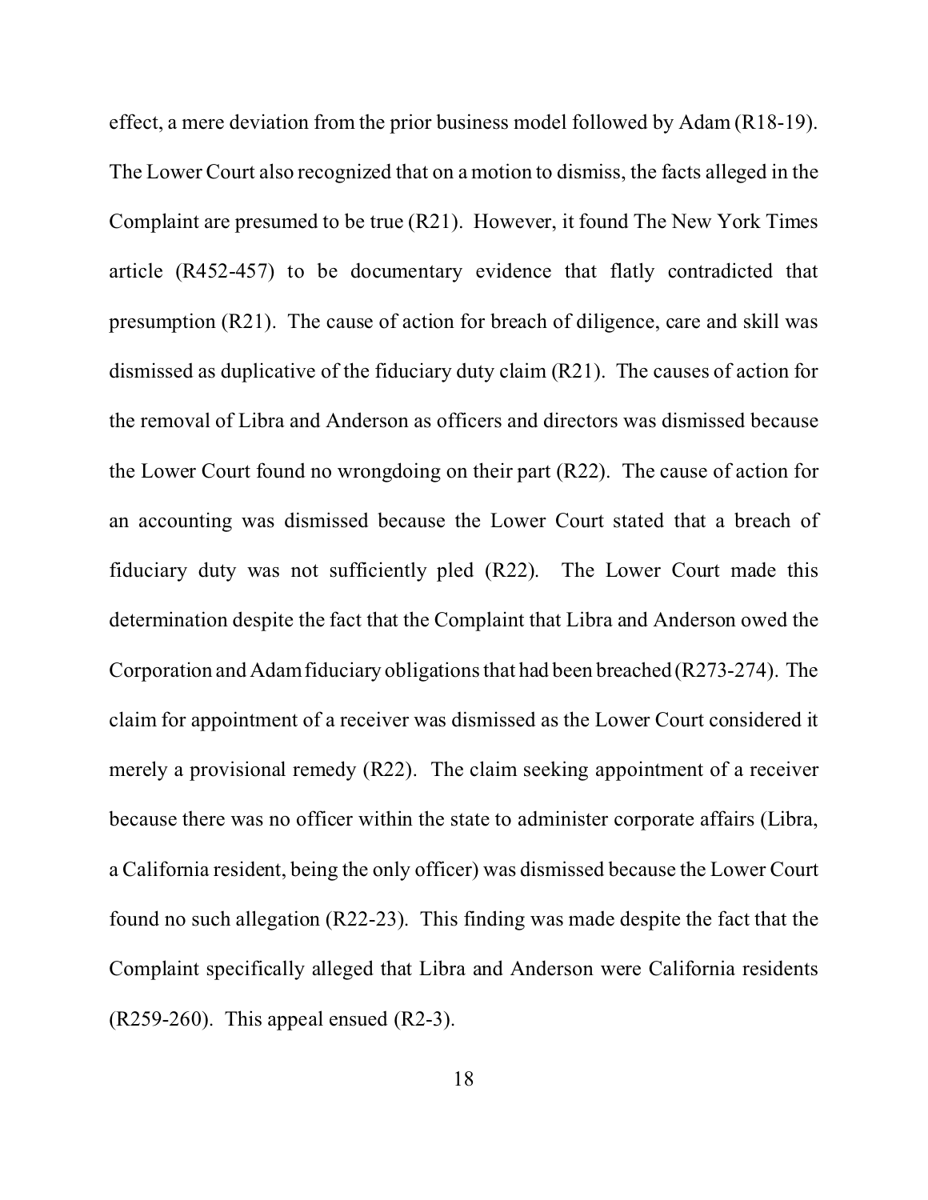effect, a mere deviation from the prior business model followed by Adam (R18-19). The Lower Court also recognized that on a motion to dismiss, the facts alleged in the Complaint are presumed to be true (R21). However, it found The New York Times article (R452-457) to be documentary evidence that flatly contradicted that presumption (R21). The cause of action for breach of diligence, care and skill was dismissed as duplicative of the fiduciary duty claim (R21). The causes of action for the removal of Libra and Anderson as officers and directors was dismissed because the Lower Court found no wrongdoing on their part (R22). The cause of action for an accounting was dismissed because the Lower Court stated that a breach of fiduciary duty was not sufficiently pled (R22). The Lower Court made this determination despite the fact that the Complaint that Libra and Anderson owed the Corporation and Adam fiduciary obligations that had been breached (R273-274). The claim for appointment of a receiver was dismissed as the Lower Court considered it merely a provisional remedy (R22). The claim seeking appointment of a receiver because there was no officer within the state to administer corporate affairs (Libra, a California resident, being the only officer) was dismissed because the Lower Court found no such allegation (R22-23). This finding was made despite the fact that the Complaint specifically alleged that Libra and Anderson were California residents (R259-260). This appeal ensued (R2-3).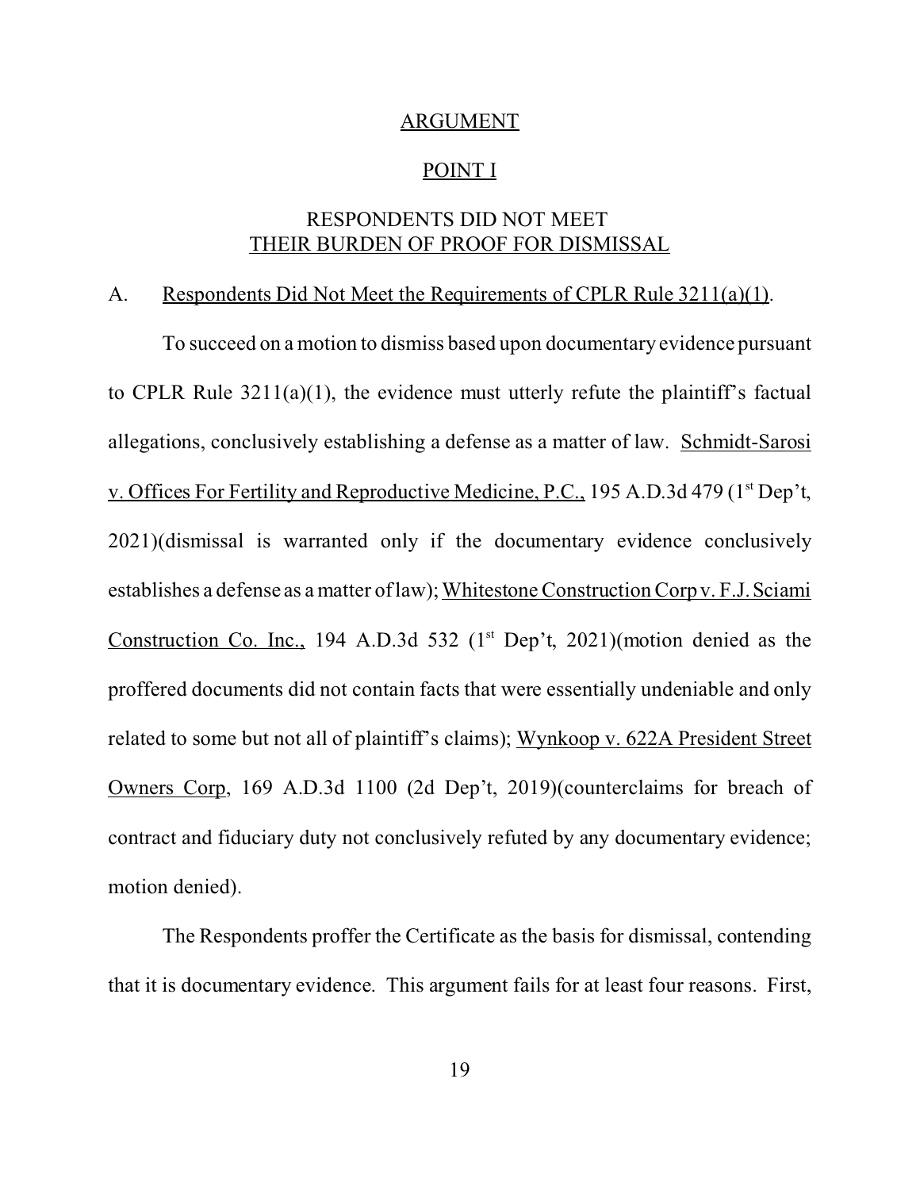## ARGUMENT

### POINT I

### RESPONDENTS DID NOT MEET THEIR BURDEN OF PROOF FOR DISMISSAL

A. Respondents Did Not Meet the Requirements of CPLR Rule 3211(a)(1).

To succeed on a motion to dismiss based upon documentary evidence pursuant to CPLR Rule 3211(a)(1), the evidence must utterly refute the plaintiff's factual allegations, conclusively establishing a defense as a matter of law. Schmidt-Sarosi v. Offices For Fertility and Reproductive Medicine, P.C., 195 A.D.3d 479 (1st Dep't, 2021)(dismissal is warranted only if the documentary evidence conclusively establishes a defense as a matter of law); Whitestone Construction Corp v. F.J. Sciami Construction Co. Inc., 194 A.D.3d 532 (1st Dep't, 2021)(motion denied as the proffered documents did not contain facts that were essentially undeniable and only related to some but not all of plaintiff's claims); Wynkoop v. 622A President Street Owners Corp, 169 A.D.3d 1100 (2d Dep't, 2019)(counterclaims for breach of contract and fiduciary duty not conclusively refuted by any documentary evidence; motion denied).

The Respondents proffer the Certificate as the basis for dismissal, contending that it is documentary evidence. This argument fails for at least four reasons. First,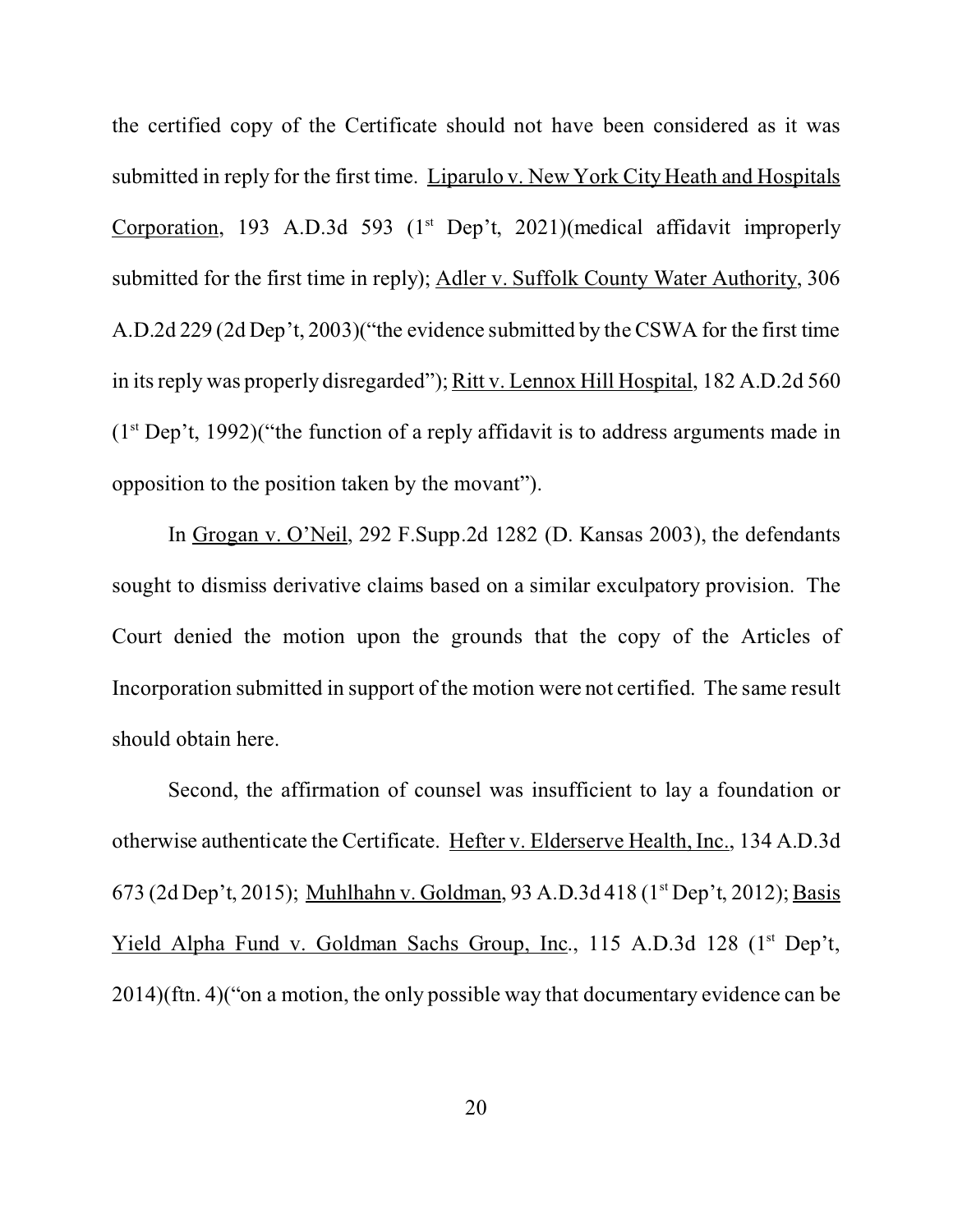the certified copy of the Certificate should not have been considered as it was submitted in reply for the first time. Liparulo v. New York City Heath and Hospitals Corporation, 193 A.D.3d 593 (1st Dep't, 2021)(medical affidavit improperly submitted for the first time in reply); Adler v. Suffolk County Water Authority, 306 A.D.2d 229 (2d Dep't, 2003)("the evidence submitted by the CSWA for the first time in its reply was properly disregarded"); Ritt v. Lennox Hill Hospital, 182 A.D.2d 560 (1st Dep't, 1992)("the function of a reply affidavit is to address arguments made in opposition to the position taken by the movant").

In Grogan v. O'Neil, 292 F.Supp.2d 1282 (D. Kansas 2003), the defendants sought to dismiss derivative claims based on a similar exculpatory provision. The Court denied the motion upon the grounds that the copy of the Articles of Incorporation submitted in support of the motion were not certified. The same result should obtain here.

Second, the affirmation of counsel was insufficient to lay a foundation or otherwise authenticate the Certificate. Hefter v. Elderserve Health, Inc., 134 A.D.3d 673 (2d Dep't, 2015); Muhlhahn v. Goldman, 93 A.D.3d 418 (1st Dep't, 2012); Basis Yield Alpha Fund v. Goldman Sachs Group, Inc., 115 A.D.3d 128 (1st Dep't, 2014)(ftn. 4)("on a motion, the only possible way that documentary evidence can be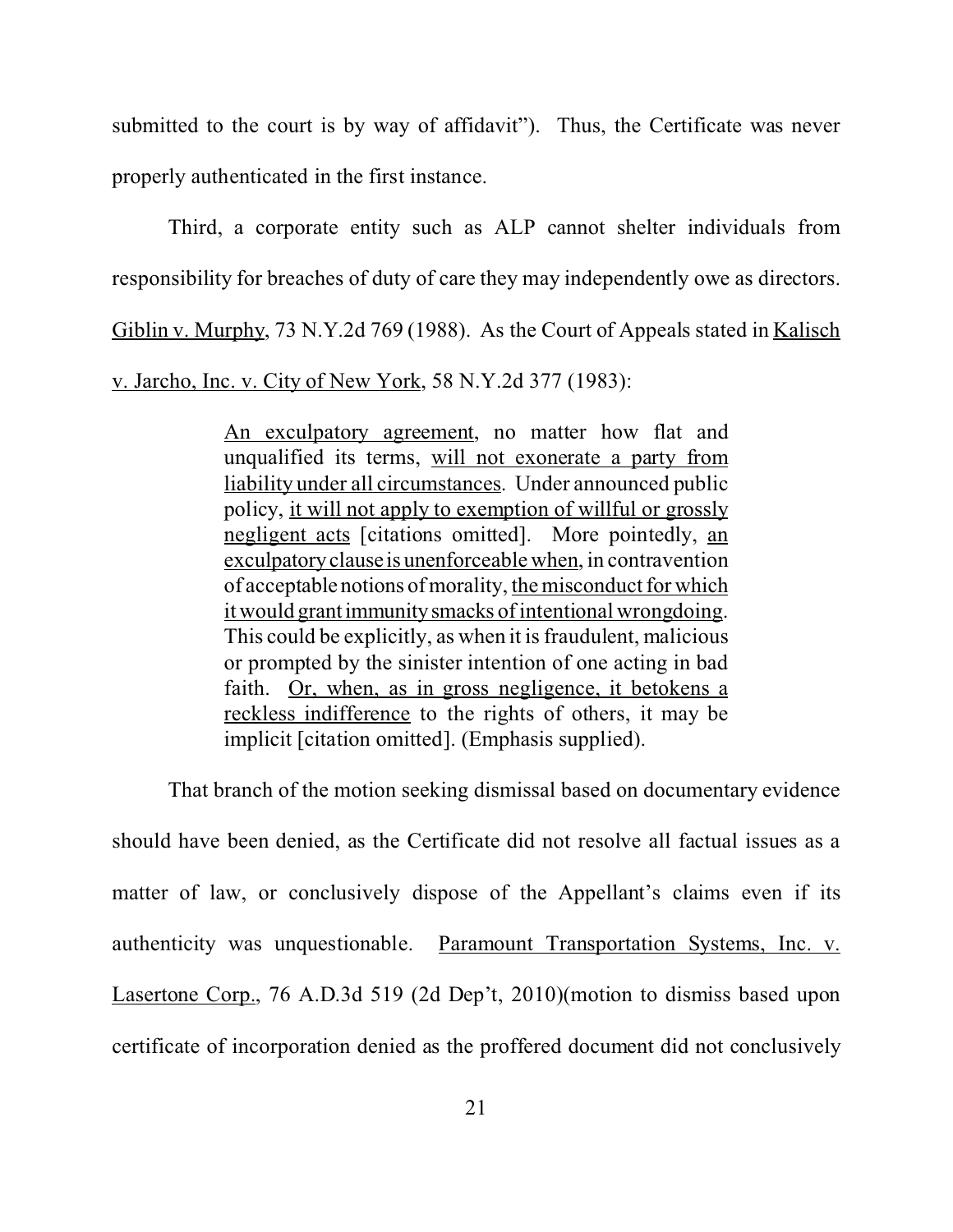submitted to the court is by way of affidavit"). Thus, the Certificate was never properly authenticated in the first instance.

Third, a corporate entity such as ALP cannot shelter individuals from responsibility for breaches of duty of care they may independently owe as directors. Giblin v. Murphy, 73 N.Y.2d 769 (1988). As the Court of Appeals stated in Kalisch v. Jarcho, Inc. v. City of New York, 58 N.Y.2d 377 (1983):

> An exculpatory agreement, no matter how flat and unqualified its terms, will not exonerate a party from liability under all circumstances. Under announced public policy, it will not apply to exemption of willful or grossly negligent acts [citations omitted]. More pointedly, an exculpatory clause is unenforceable when, in contravention of acceptable notions of morality, the misconduct for which it would grant immunity smacks of intentional wrongdoing. This could be explicitly, as when it is fraudulent, malicious or prompted by the sinister intention of one acting in bad faith. Or, when, as in gross negligence, it betokens a reckless indifference to the rights of others, it may be implicit [citation omitted]. (Emphasis supplied).

That branch of the motion seeking dismissal based on documentary evidence should have been denied, as the Certificate did not resolve all factual issues as a matter of law, or conclusively dispose of the Appellant's claims even if its authenticity was unquestionable. Paramount Transportation Systems, Inc. v. Lasertone Corp., 76 A.D.3d 519 (2d Dep't, 2010)(motion to dismiss based upon certificate of incorporation denied as the proffered document did not conclusively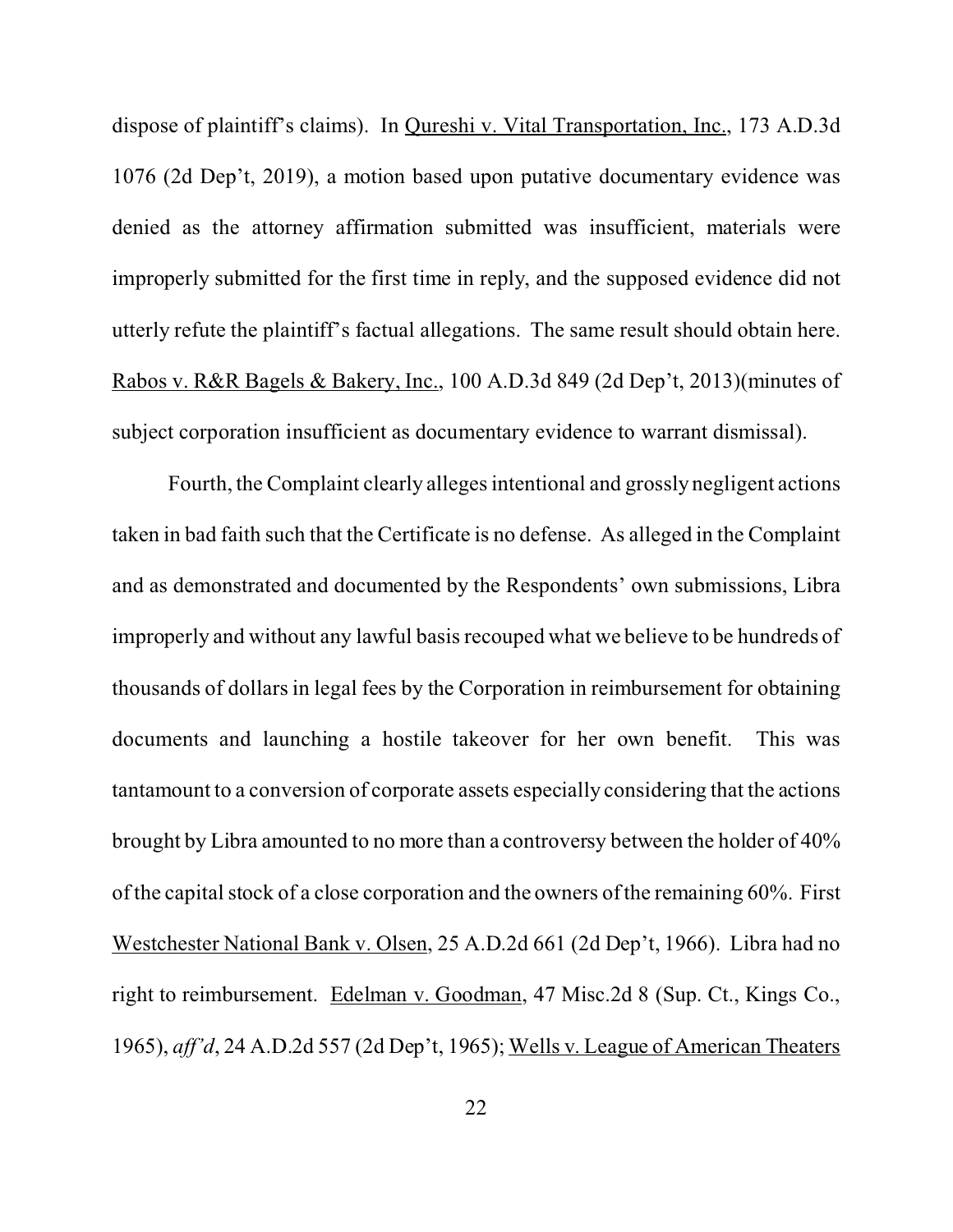dispose of plaintiff's claims). In Qureshi v. Vital Transportation, Inc., 173 A.D.3d 1076 (2d Dep't, 2019), a motion based upon putative documentary evidence was denied as the attorney affirmation submitted was insufficient, materials were improperly submitted for the first time in reply, and the supposed evidence did not utterly refute the plaintiff's factual allegations. The same result should obtain here. Rabos v. R&R Bagels & Bakery, Inc., 100 A.D.3d 849 (2d Dep't, 2013)(minutes of subject corporation insufficient as documentary evidence to warrant dismissal).

Fourth, the Complaint clearly alleges intentional and grossly negligent actions taken in bad faith such that the Certificate is no defense. As alleged in the Complaint and as demonstrated and documented by the Respondents' own submissions, Libra improperly and without any lawful basis recouped what we believe to be hundreds of thousands of dollars in legal fees by the Corporation in reimbursement for obtaining documents and launching a hostile takeover for her own benefit. This was tantamount to a conversion of corporate assets especially considering that the actions brought by Libra amounted to no more than a controversy between the holder of 40% of the capital stock of a close corporation and the owners of the remaining 60%. First Westchester National Bank v. Olsen, 25 A.D.2d 661 (2d Dep't, 1966). Libra had no right to reimbursement. Edelman v. Goodman, 47 Misc.2d 8 (Sup. Ct., Kings Co., 1965), *aff'd*, 24 A.D.2d 557 (2d Dep't, 1965); Wells v. League of American Theaters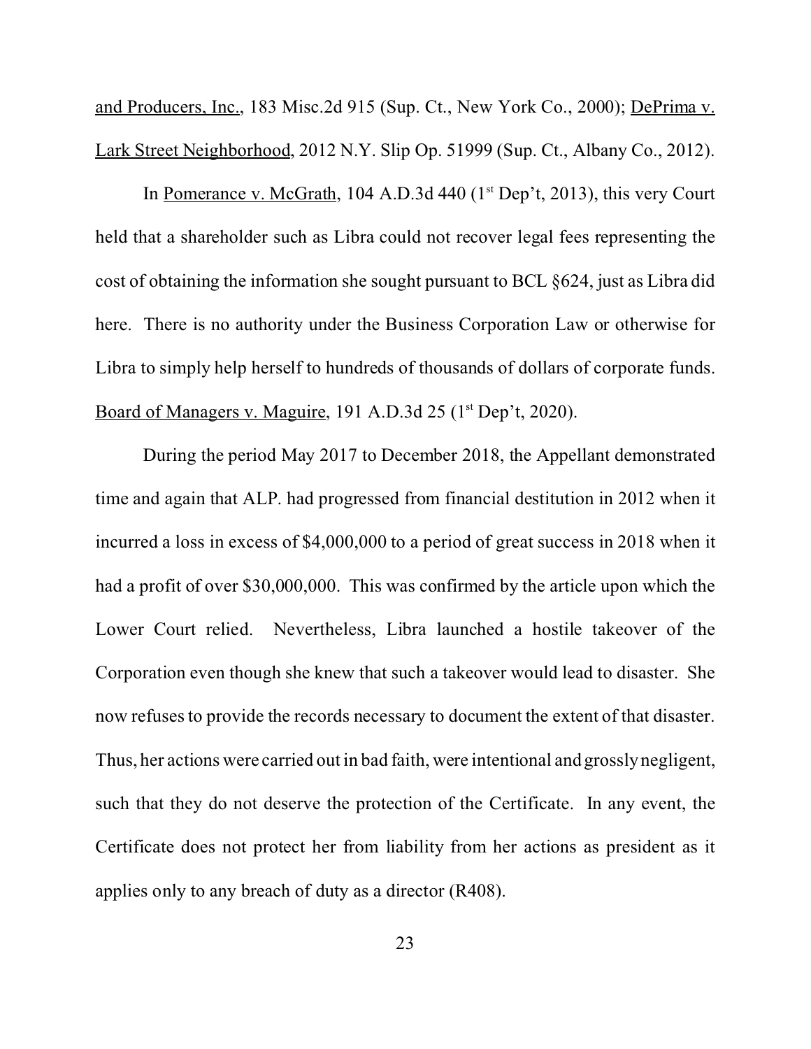and Producers, Inc., 183 Misc.2d 915 (Sup. Ct., New York Co., 2000); DePrima v. Lark Street Neighborhood, 2012 N.Y. Slip Op. 51999 (Sup. Ct., Albany Co., 2012).

In Pomerance v. McGrath, 104 A.D.3d 440 (1st Dep't, 2013), this very Court held that a shareholder such as Libra could not recover legal fees representing the cost of obtaining the information she sought pursuant to BCL §624, just as Libra did here. There is no authority under the Business Corporation Law or otherwise for Libra to simply help herself to hundreds of thousands of dollars of corporate funds. Board of Managers v. Maguire, 191 A.D.3d 25 (1st Dep't, 2020).

During the period May 2017 to December 2018, the Appellant demonstrated time and again that ALP. had progressed from financial destitution in 2012 when it incurred a loss in excess of $4,000,000 to a period of great success in 2018 when it had a profit of over $30,000,000. This was confirmed by the article upon which the Lower Court relied. Nevertheless, Libra launched a hostile takeover of the Corporation even though she knew that such a takeover would lead to disaster. She now refuses to provide the records necessary to document the extent of that disaster. Thus, her actions were carried out in bad faith, were intentional and grossly negligent, such that they do not deserve the protection of the Certificate. In any event, the Certificate does not protect her from liability from her actions as president as it applies only to any breach of duty as a director (R408).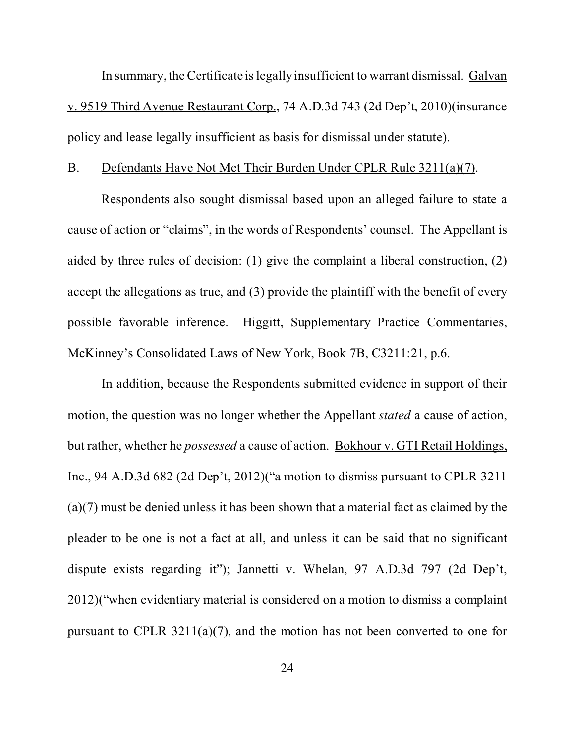In summary, the Certificate is legally insufficient to warrant dismissal. Galvan v. 9519 Third Avenue Restaurant Corp., 74 A.D.3d 743 (2d Dep't, 2010)(insurance policy and lease legally insufficient as basis for dismissal under statute).

B. Defendants Have Not Met Their Burden Under CPLR Rule 3211(a)(7).

Respondents also sought dismissal based upon an alleged failure to state a cause of action or "claims", in the words of Respondents' counsel. The Appellant is aided by three rules of decision: (1) give the complaint a liberal construction, (2) accept the allegations as true, and (3) provide the plaintiff with the benefit of every possible favorable inference. Higgitt, Supplementary Practice Commentaries, McKinney's Consolidated Laws of New York, Book 7B, C3211:21, p.6.

In addition, because the Respondents submitted evidence in support of their motion, the question was no longer whether the Appellant *stated* a cause of action, but rather, whether he *possessed* a cause of action. Bokhour v. GTI Retail Holdings, Inc., 94 A.D.3d 682 (2d Dep't, 2012)("a motion to dismiss pursuant to CPLR 3211 (a)(7) must be denied unless it has been shown that a material fact as claimed by the pleader to be one is not a fact at all, and unless it can be said that no significant dispute exists regarding it"); Jannetti v. Whelan, 97 A.D.3d 797 (2d Dep't, 2012)("when evidentiary material is considered on a motion to dismiss a complaint pursuant to CPLR 3211(a)(7), and the motion has not been converted to one for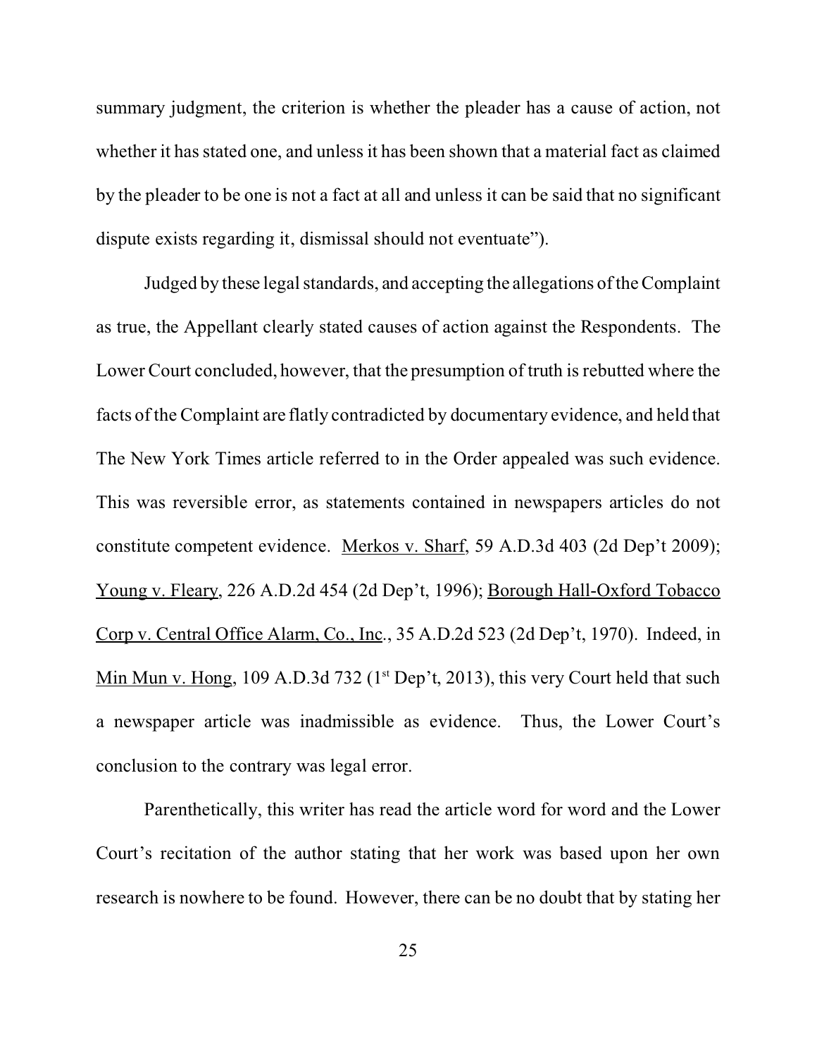summary judgment, the criterion is whether the pleader has a cause of action, not whether it has stated one, and unless it has been shown that a material fact as claimed by the pleader to be one is not a fact at all and unless it can be said that no significant dispute exists regarding it, dismissal should not eventuate").

Judged by these legal standards, and accepting the allegations of the Complaint as true, the Appellant clearly stated causes of action against the Respondents. The Lower Court concluded, however, that the presumption of truth is rebutted where the facts of the Complaint are flatly contradicted by documentary evidence, and held that The New York Times article referred to in the Order appealed was such evidence. This was reversible error, as statements contained in newspapers articles do not constitute competent evidence. Merkos v. Sharf, 59 A.D.3d 403 (2d Dep't 2009); Young v. Fleary, 226 A.D.2d 454 (2d Dep't, 1996); Borough Hall-Oxford Tobacco Corp v. Central Office Alarm, Co., Inc., 35 A.D.2d 523 (2d Dep't, 1970). Indeed, in Min Mun v. Hong, 109 A.D.3d 732 (1st Dep't, 2013), this very Court held that such a newspaper article was inadmissible as evidence. Thus, the Lower Court's conclusion to the contrary was legal error.

Parenthetically, this writer has read the article word for word and the Lower Court's recitation of the author stating that her work was based upon her own research is nowhere to be found. However, there can be no doubt that by stating her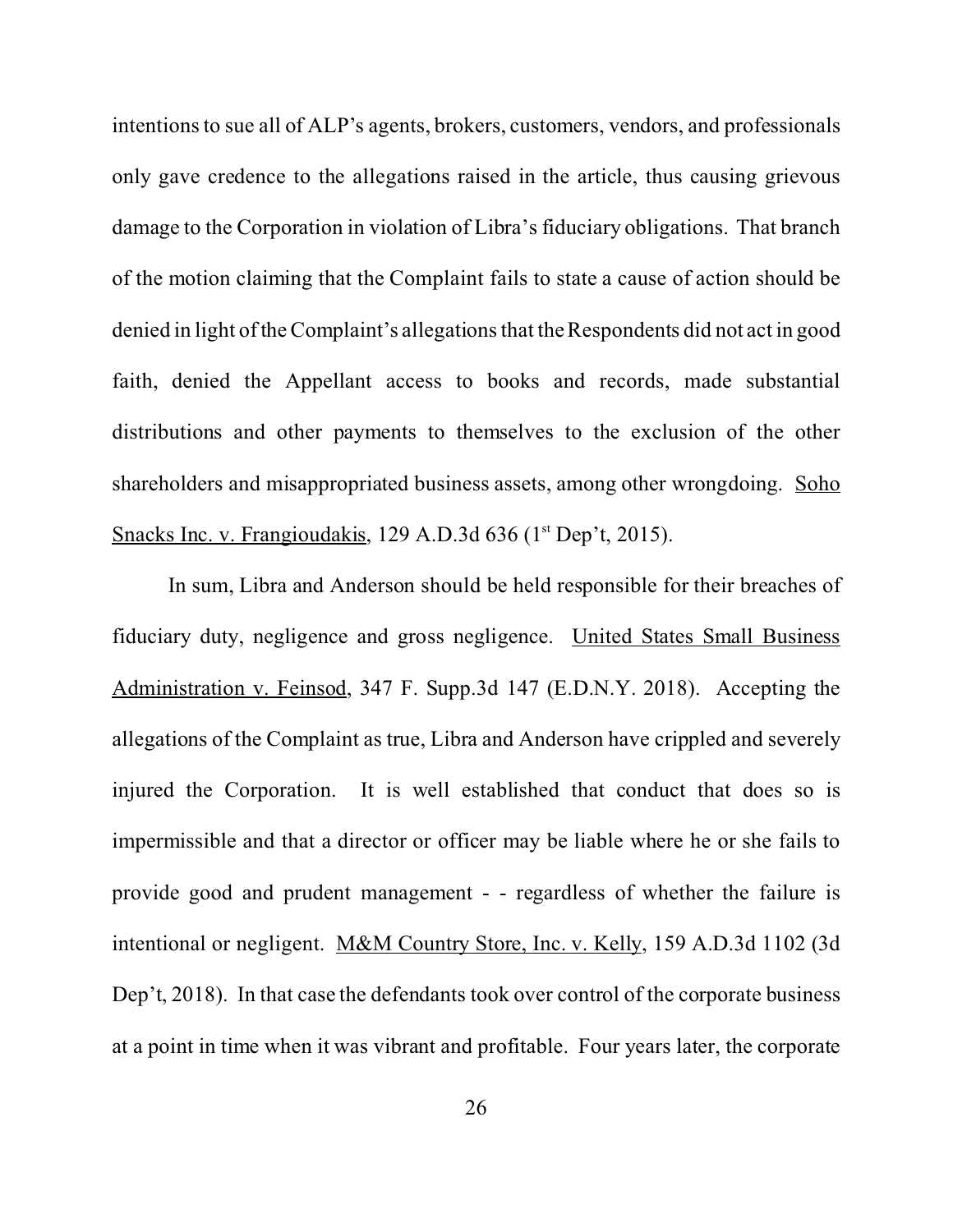intentions to sue all of ALP's agents, brokers, customers, vendors, and professionals only gave credence to the allegations raised in the article, thus causing grievous damage to the Corporation in violation of Libra's fiduciary obligations. That branch of the motion claiming that the Complaint fails to state a cause of action should be denied in light of the Complaint's allegations that the Respondents did not act in good faith, denied the Appellant access to books and records, made substantial distributions and other payments to themselves to the exclusion of the other shareholders and misappropriated business assets, among other wrongdoing. Soho Snacks Inc. v. Frangioudakis, 129 A.D.3d 636 (1st Dep't, 2015).

In sum, Libra and Anderson should be held responsible for their breaches of fiduciary duty, negligence and gross negligence. United States Small Business Administration v. Feinsod, 347 F. Supp.3d 147 (E.D.N.Y. 2018). Accepting the allegations of the Complaint as true, Libra and Anderson have crippled and severely injured the Corporation. It is well established that conduct that does so is impermissible and that a director or officer may be liable where he or she fails to provide good and prudent management - - regardless of whether the failure is intentional or negligent. M&M Country Store, Inc. v. Kelly, 159 A.D.3d 1102 (3d Dep't, 2018). In that case the defendants took over control of the corporate business at a point in time when it was vibrant and profitable. Four years later, the corporate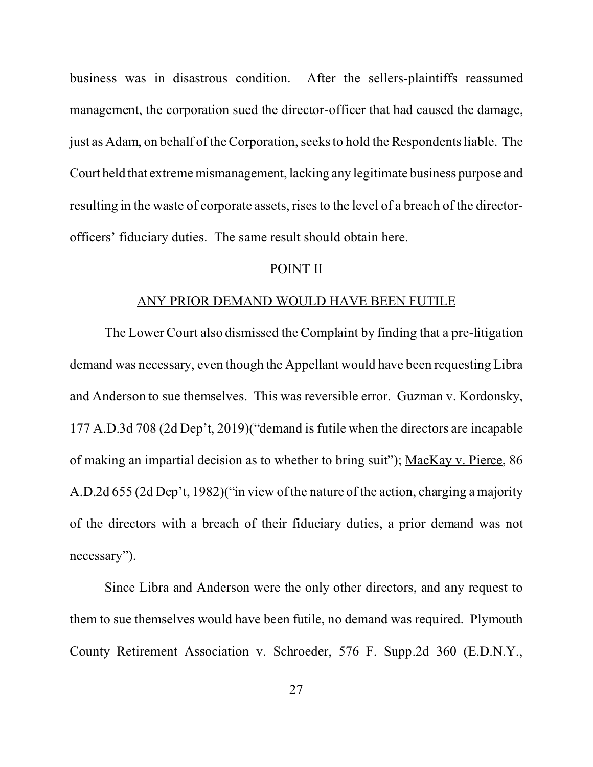business was in disastrous condition. After the sellers-plaintiffs reassumed management, the corporation sued the director-officer that had caused the damage, just as Adam, on behalf of the Corporation, seeks to hold the Respondents liable. The Court held that extreme mismanagement, lacking any legitimate business purpose and resulting in the waste of corporate assets, rises to the level of a breach of the director-officers' fiduciary duties. The same result should obtain here.

## POINT II

## ANY PRIOR DEMAND WOULD HAVE BEEN FUTILE

The Lower Court also dismissed the Complaint by finding that a pre-litigation demand was necessary, even though the Appellant would have been requesting Libra and Anderson to sue themselves. This was reversible error. Guzman v. Kordonsky, 177 A.D.3d 708 (2d Dep't, 2019)("demand is futile when the directors are incapable of making an impartial decision as to whether to bring suit"); MacKay v. Pierce, 86 A.D.2d 655 (2d Dep't, 1982)("in view of the nature of the action, charging a majority of the directors with a breach of their fiduciary duties, a prior demand was not necessary").

Since Libra and Anderson were the only other directors, and any request to them to sue themselves would have been futile, no demand was required. Plymouth County Retirement Association v. Schroeder, 576 F. Supp.2d 360 (E.D.N.Y.,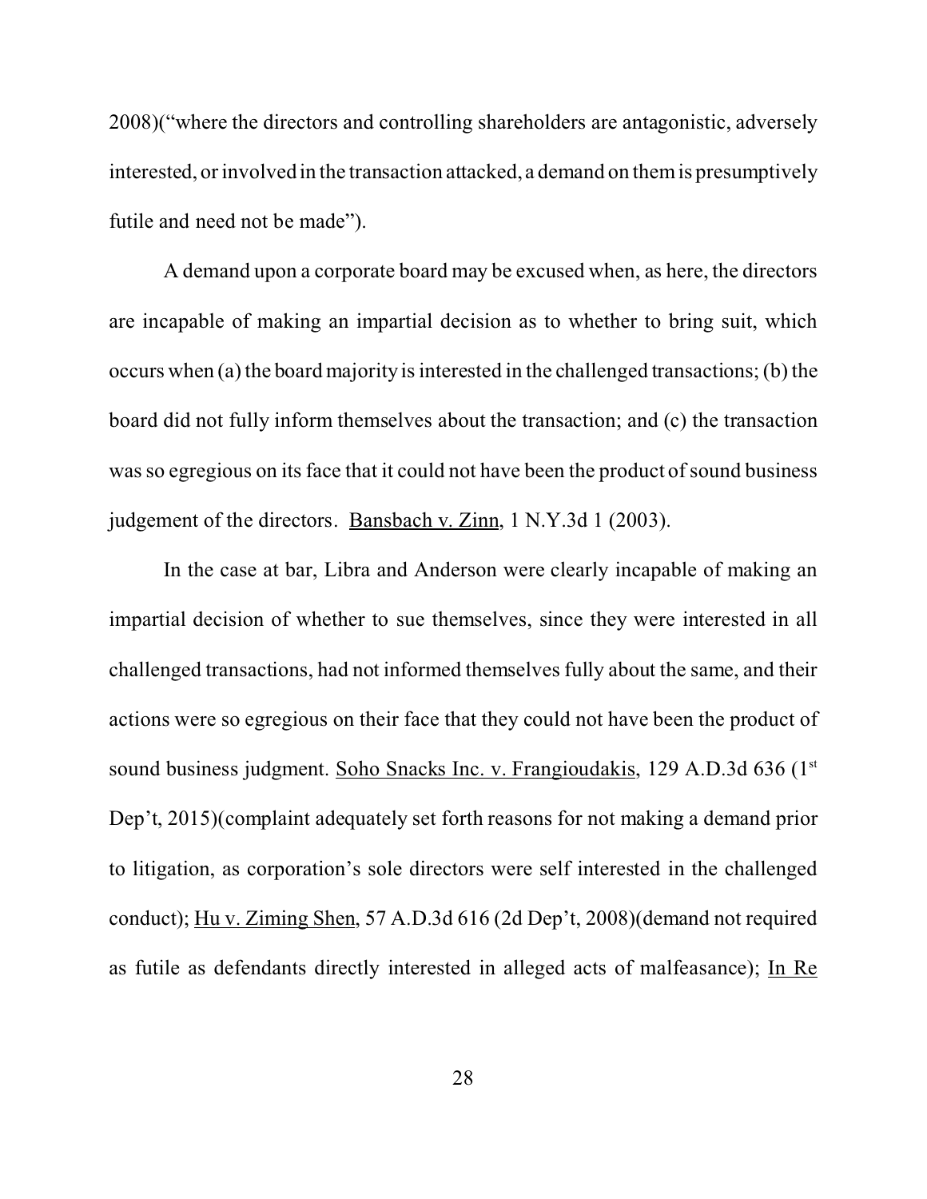2008)("where the directors and controlling shareholders are antagonistic, adversely interested, or involved in the transaction attacked, a demand on them is presumptively futile and need not be made").

A demand upon a corporate board may be excused when, as here, the directors are incapable of making an impartial decision as to whether to bring suit, which occurs when (a) the board majority is interested in the challenged transactions; (b) the board did not fully inform themselves about the transaction; and (c) the transaction was so egregious on its face that it could not have been the product of sound business judgement of the directors. Bansbach v. Zinn, 1 N.Y.3d 1 (2003).

In the case at bar, Libra and Anderson were clearly incapable of making an impartial decision of whether to sue themselves, since they were interested in all challenged transactions, had not informed themselves fully about the same, and their actions were so egregious on their face that they could not have been the product of sound business judgment. Soho Snacks Inc. v. Frangioudakis, 129 A.D.3d 636 (1st Dep't, 2015)(complaint adequately set forth reasons for not making a demand prior to litigation, as corporation's sole directors were self interested in the challenged conduct); Hu v. Ziming Shen, 57 A.D.3d 616 (2d Dep't, 2008)(demand not required as futile as defendants directly interested in alleged acts of malfeasance); In Re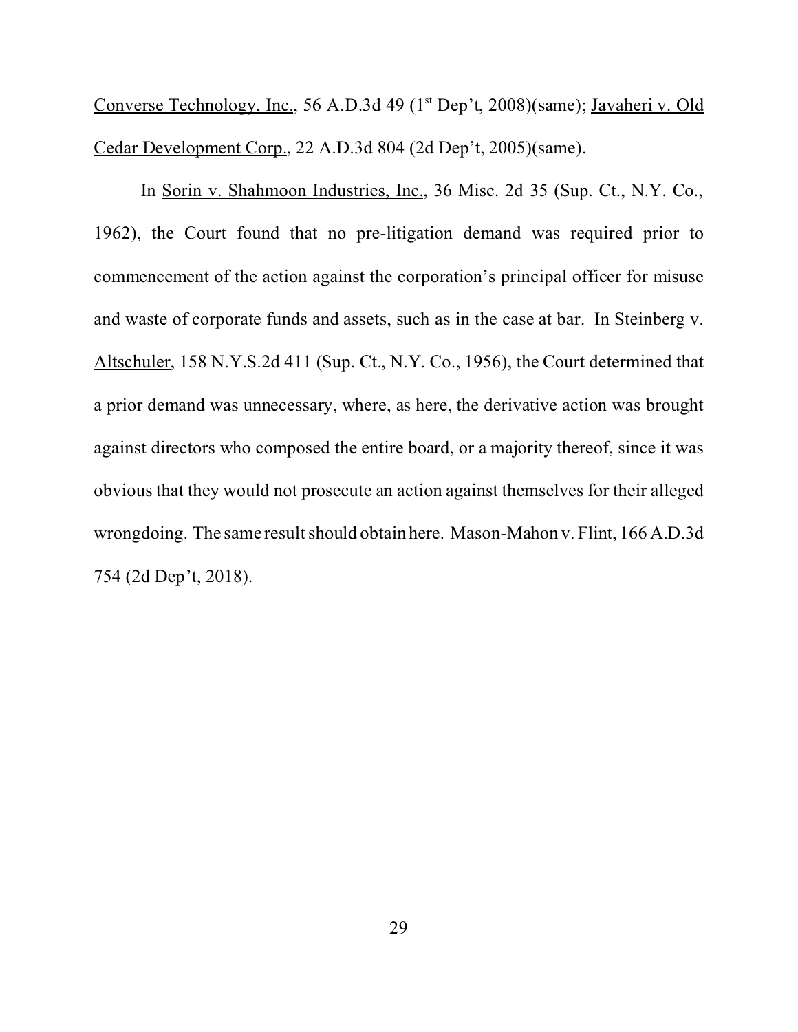Converse Technology, Inc., 56 A.D.3d 49 (1st Dep't, 2008)(same); Javaheri v. Old Cedar Development Corp., 22 A.D.3d 804 (2d Dep't, 2005)(same).

In Sorin v. Shahmoon Industries, Inc., 36 Misc. 2d 35 (Sup. Ct., N.Y. Co., 1962), the Court found that no pre-litigation demand was required prior to commencement of the action against the corporation's principal officer for misuse and waste of corporate funds and assets, such as in the case at bar. In Steinberg v. Altschuler, 158 N.Y.S.2d 411 (Sup. Ct., N.Y. Co., 1956), the Court determined that a prior demand was unnecessary, where, as here, the derivative action was brought against directors who composed the entire board, or a majority thereof, since it was obvious that they would not prosecute an action against themselves for their alleged wrongdoing. The same result should obtain here. Mason-Mahon v. Flint, 166 A.D.3d 754 (2d Dep't, 2018).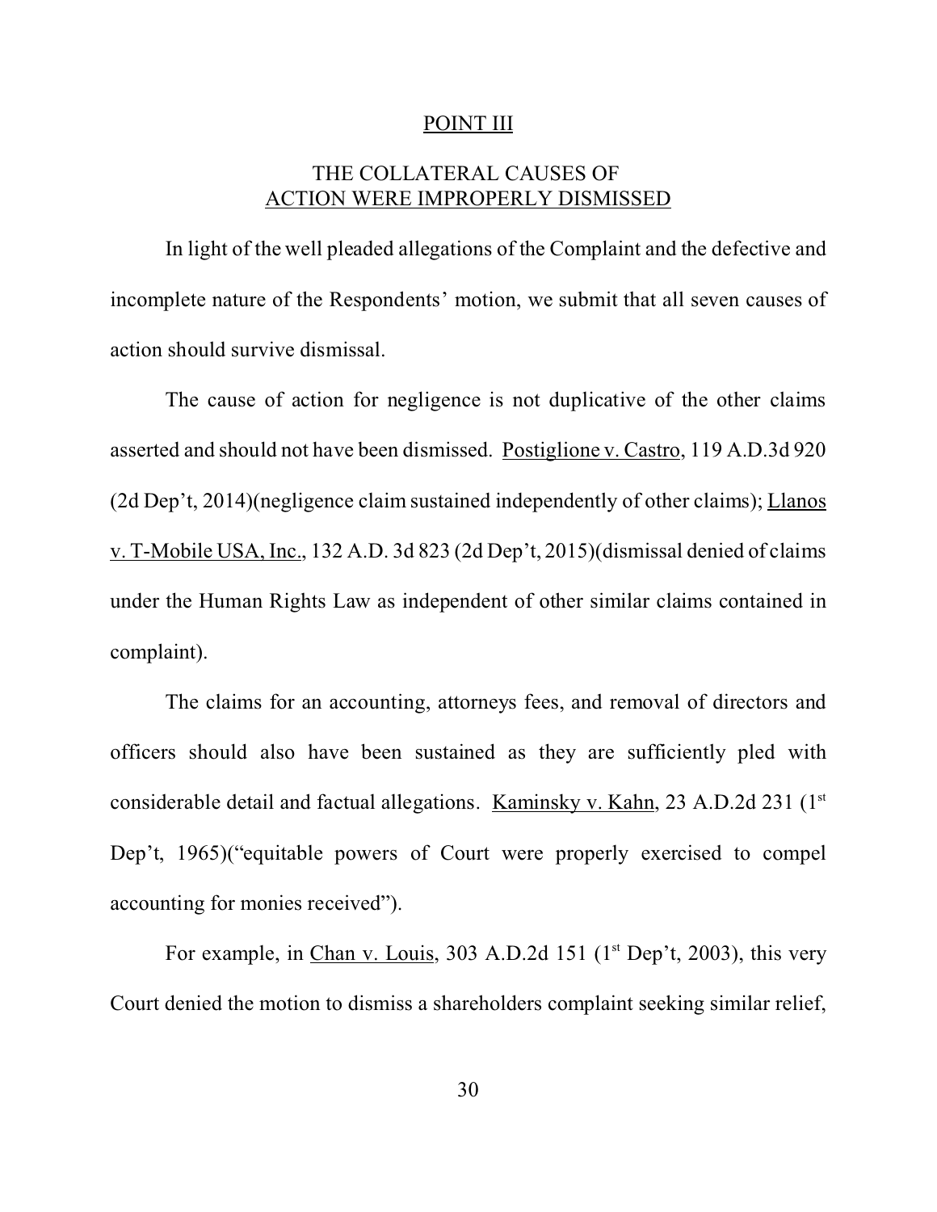## POINT III

## THE COLLATERAL CAUSES OF ACTION WERE IMPROPERLY DISMISSED

In light of the well pleaded allegations of the Complaint and the defective and incomplete nature of the Respondents' motion, we submit that all seven causes of action should survive dismissal.

The cause of action for negligence is not duplicative of the other claims asserted and should not have been dismissed. Postiglione v. Castro, 119 A.D.3d 920 (2d Dep't, 2014)(negligence claim sustained independently of other claims); Llanos v. T-Mobile USA, Inc., 132 A.D. 3d 823 (2d Dep't, 2015)(dismissal denied of claims under the Human Rights Law as independent of other similar claims contained in complaint).

The claims for an accounting, attorneys fees, and removal of directors and officers should also have been sustained as they are sufficiently pled with considerable detail and factual allegations. Kaminsky v. Kahn, 23 A.D.2d 231 (1st Dep't, 1965)("equitable powers of Court were properly exercised to compel accounting for monies received").

For example, in Chan v. Louis, 303 A.D.2d 151 (1st Dep't, 2003), this very Court denied the motion to dismiss a shareholders complaint seeking similar relief,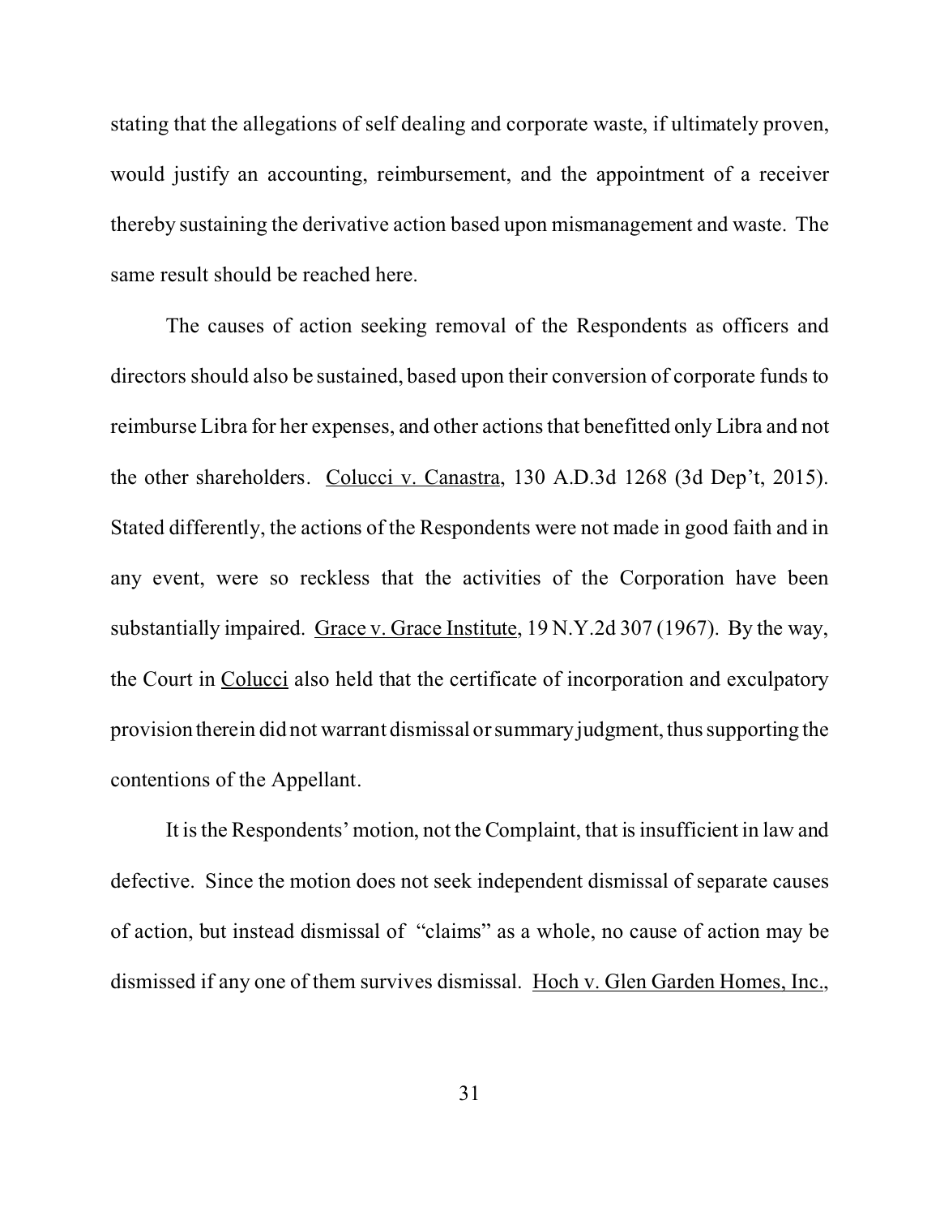stating that the allegations of self dealing and corporate waste, if ultimately proven, would justify an accounting, reimbursement, and the appointment of a receiver thereby sustaining the derivative action based upon mismanagement and waste. The same result should be reached here.

The causes of action seeking removal of the Respondents as officers and directors should also be sustained, based upon their conversion of corporate funds to reimburse Libra for her expenses, and other actions that benefitted only Libra and not the other shareholders. Colucci v. Canastra, 130 A.D.3d 1268 (3d Dep't, 2015). Stated differently, the actions of the Respondents were not made in good faith and in any event, were so reckless that the activities of the Corporation have been substantially impaired. Grace v. Grace Institute, 19 N.Y.2d 307 (1967). By the way, the Court in Colucci also held that the certificate of incorporation and exculpatory provision therein did not warrant dismissal or summary judgment, thus supporting the contentions of the Appellant.

It is the Respondents' motion, not the Complaint, that is insufficient in law and defective. Since the motion does not seek independent dismissal of separate causes of action, but instead dismissal of "claims" as a whole, no cause of action may be dismissed if any one of them survives dismissal. Hoch v. Glen Garden Homes, Inc.,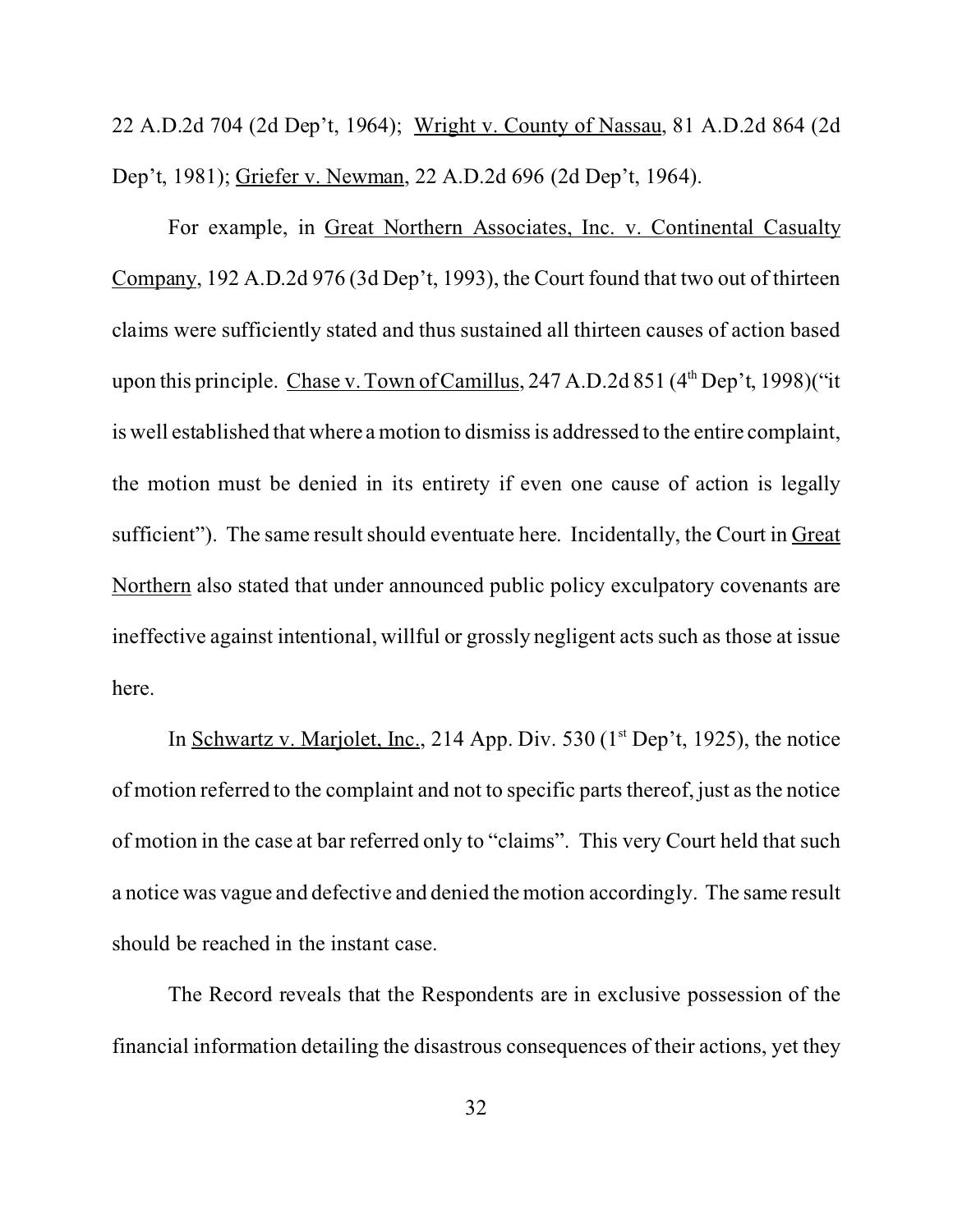22 A.D.2d 704 (2d Dep't, 1964); Wright v. County of Nassau, 81 A.D.2d 864 (2d Dep't, 1981); Griefer v. Newman, 22 A.D.2d 696 (2d Dep't, 1964).

For example, in Great Northern Associates, Inc. v. Continental Casualty Company, 192 A.D.2d 976 (3d Dep't, 1993), the Court found that two out of thirteen claims were sufficiently stated and thus sustained all thirteen causes of action based upon this principle. Chase v. Town of Camillus, 247 A.D.2d 851 (4th Dep't, 1998)("it is well established that where a motion to dismiss is addressed to the entire complaint, the motion must be denied in its entirety if even one cause of action is legally sufficient"). The same result should eventuate here. Incidentally, the Court in Great Northern also stated that under announced public policy exculpatory covenants are ineffective against intentional, willful or grossly negligent acts such as those at issue here.

In Schwartz v. Marjolet, Inc., 214 App. Div. 530 (1st Dep't, 1925), the notice of motion referred to the complaint and not to specific parts thereof, just as the notice of motion in the case at bar referred only to "claims". This very Court held that such a notice was vague and defective and denied the motion accordingly. The same result should be reached in the instant case.

The Record reveals that the Respondents are in exclusive possession of the financial information detailing the disastrous consequences of their actions, yet they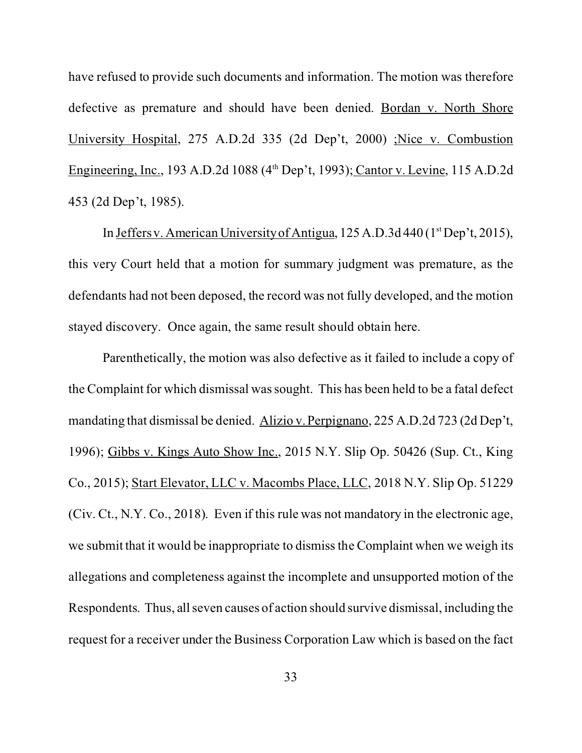have refused to provide such documents and information. The motion was therefore defective as premature and should have been denied. Bordan v. North Shore University Hospital, 275 A.D.2d 335 (2d Dep't, 2000) ;Nice v. Combustion Engineering, Inc., 193 A.D.2d 1088 (4th Dep't, 1993); Cantor v. Levine, 115 A.D.2d 453 (2d Dep't, 1985).

In Jeffers v. American University of Antigua, 125 A.D.3d 440 (1st Dep't, 2015), this very Court held that a motion for summary judgment was premature, as the defendants had not been deposed, the record was not fully developed, and the motion stayed discovery. Once again, the same result should obtain here.

Parenthetically, the motion was also defective as it failed to include a copy of the Complaint for which dismissal was sought. This has been held to be a fatal defect mandating that dismissal be denied. Alizio v. Perpignano, 225 A.D.2d 723 (2d Dep't, 1996); Gibbs v. Kings Auto Show Inc., 2015 N.Y. Slip Op. 50426 (Sup. Ct., King Co., 2015); Start Elevator, LLC v. Macombs Place, LLC, 2018 N.Y. Slip Op. 51229 (Civ. Ct., N.Y. Co., 2018). Even if this rule was not mandatory in the electronic age, we submit that it would be inappropriate to dismiss the Complaint when we weigh its allegations and completeness against the incomplete and unsupported motion of the Respondents. Thus, all seven causes of action should survive dismissal, including the request for a receiver under the Business Corporation Law which is based on the fact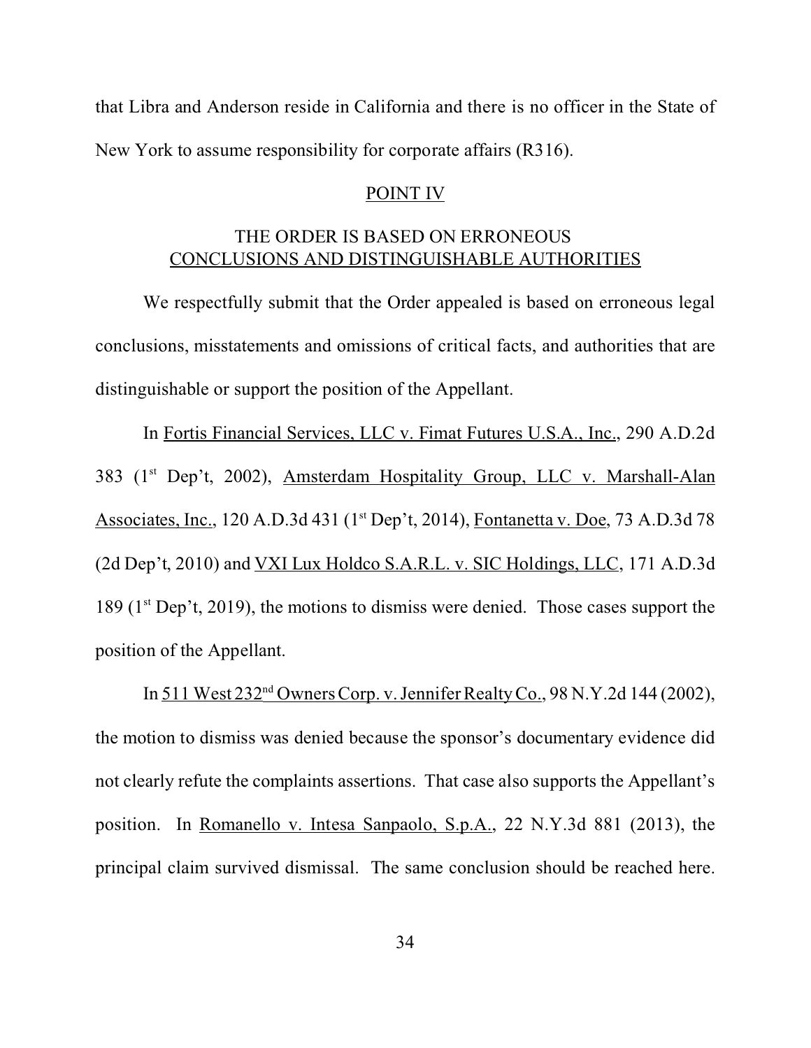that Libra and Anderson reside in California and there is no officer in the State of New York to assume responsibility for corporate affairs (R316).

## POINT IV

## THE ORDER IS BASED ON ERRONEOUS CONCLUSIONS AND DISTINGUISHABLE AUTHORITIES

We respectfully submit that the Order appealed is based on erroneous legal conclusions, misstatements and omissions of critical facts, and authorities that are distinguishable or support the position of the Appellant.

In Fortis Financial Services, LLC v. Fimat Futures U.S.A., Inc., 290 A.D.2d 383 (1st Dep't, 2002), Amsterdam Hospitality Group, LLC v. Marshall-Alan Associates, Inc., 120 A.D.3d 431 (1st Dep't, 2014), Fontanetta v. Doe, 73 A.D.3d 78 (2d Dep't, 2010) and VXI Lux Holdco S.A.R.L. v. SIC Holdings, LLC, 171 A.D.3d 189 (1st Dep't, 2019), the motions to dismiss were denied. Those cases support the position of the Appellant.

In 511 West 232nd Owners Corp. v. Jennifer Realty Co., 98 N.Y.2d 144 (2002), the motion to dismiss was denied because the sponsor's documentary evidence did not clearly refute the complaints assertions. That case also supports the Appellant's position. In Romanello v. Intesa Sanpaolo, S.p.A., 22 N.Y.3d 881 (2013), the principal claim survived dismissal. The same conclusion should be reached here.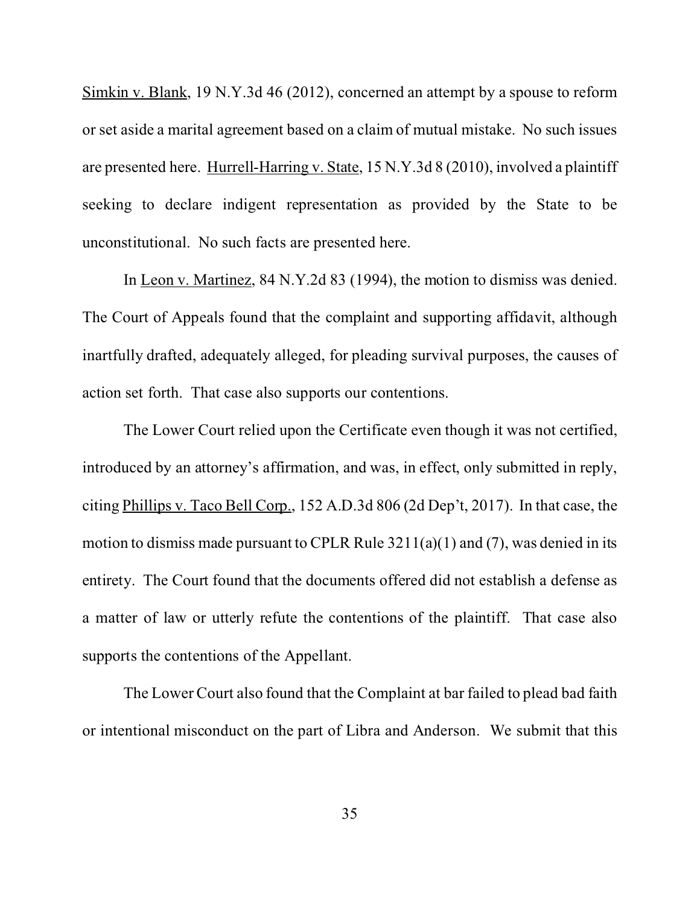Simkin v. Blank, 19 N.Y.3d 46 (2012), concerned an attempt by a spouse to reform or set aside a marital agreement based on a claim of mutual mistake. No such issues are presented here. Hurrell-Harring v. State, 15 N.Y.3d 8 (2010), involved a plaintiff seeking to declare indigent representation as provided by the State to be unconstitutional. No such facts are presented here.

In Leon v. Martinez, 84 N.Y.2d 83 (1994), the motion to dismiss was denied. The Court of Appeals found that the complaint and supporting affidavit, although inartfully drafted, adequately alleged, for pleading survival purposes, the causes of action set forth. That case also supports our contentions.

The Lower Court relied upon the Certificate even though it was not certified, introduced by an attorney's affirmation, and was, in effect, only submitted in reply, citing Phillips v. Taco Bell Corp., 152 A.D.3d 806 (2d Dep't, 2017). In that case, the motion to dismiss made pursuant to CPLR Rule 3211(a)(1) and (7), was denied in its entirety. The Court found that the documents offered did not establish a defense as a matter of law or utterly refute the contentions of the plaintiff. That case also supports the contentions of the Appellant.

The Lower Court also found that the Complaint at bar failed to plead bad faith or intentional misconduct on the part of Libra and Anderson. We submit that this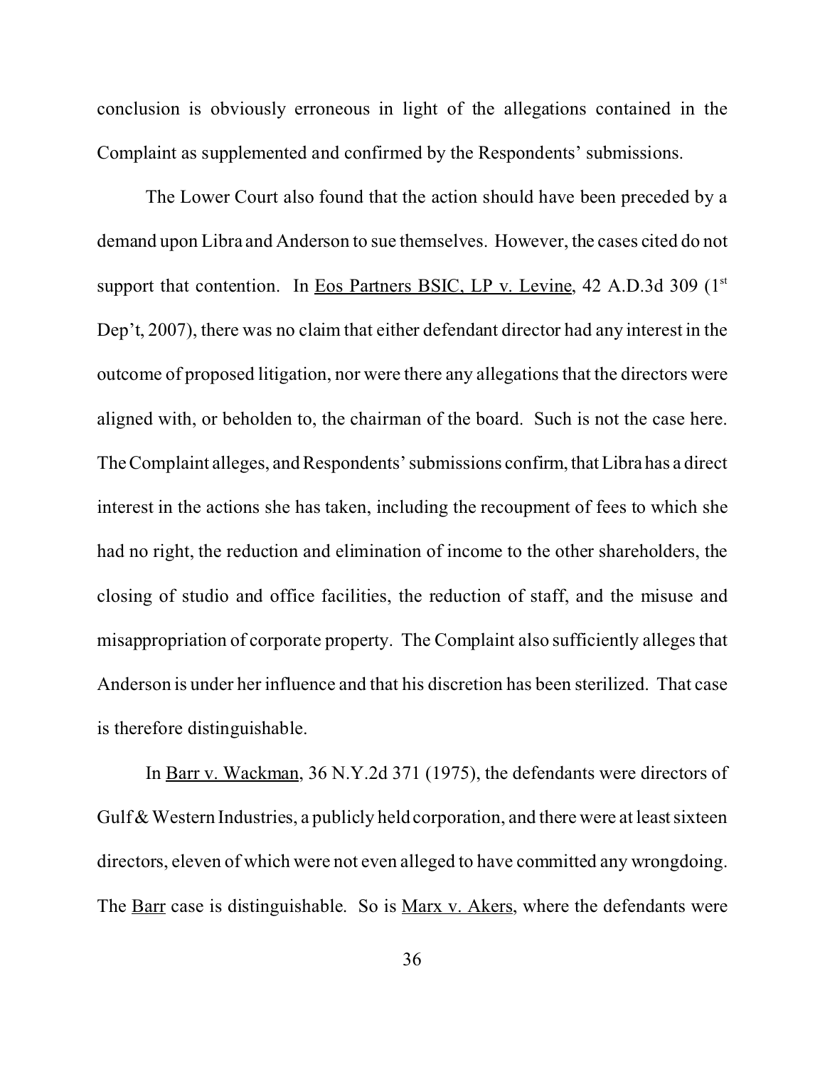conclusion is obviously erroneous in light of the allegations contained in the Complaint as supplemented and confirmed by the Respondents' submissions.

The Lower Court also found that the action should have been preceded by a demand upon Libra and Anderson to sue themselves. However, the cases cited do not support that contention. In Eos Partners BSIC, LP v. Levine, 42 A.D.3d 309 (1st Dep't, 2007), there was no claim that either defendant director had any interest in the outcome of proposed litigation, nor were there any allegations that the directors were aligned with, or beholden to, the chairman of the board. Such is not the case here. The Complaint alleges, and Respondents' submissions confirm, that Libra has a direct interest in the actions she has taken, including the recoupment of fees to which she had no right, the reduction and elimination of income to the other shareholders, the closing of studio and office facilities, the reduction of staff, and the misuse and misappropriation of corporate property. The Complaint also sufficiently alleges that Anderson is under her influence and that his discretion has been sterilized. That case is therefore distinguishable.

In Barr v. Wackman, 36 N.Y.2d 371 (1975), the defendants were directors of Gulf & Western Industries, a publicly held corporation, and there were at least sixteen directors, eleven of which were not even alleged to have committed any wrongdoing. The Barr case is distinguishable. So is Marx v. Akers, where the defendants were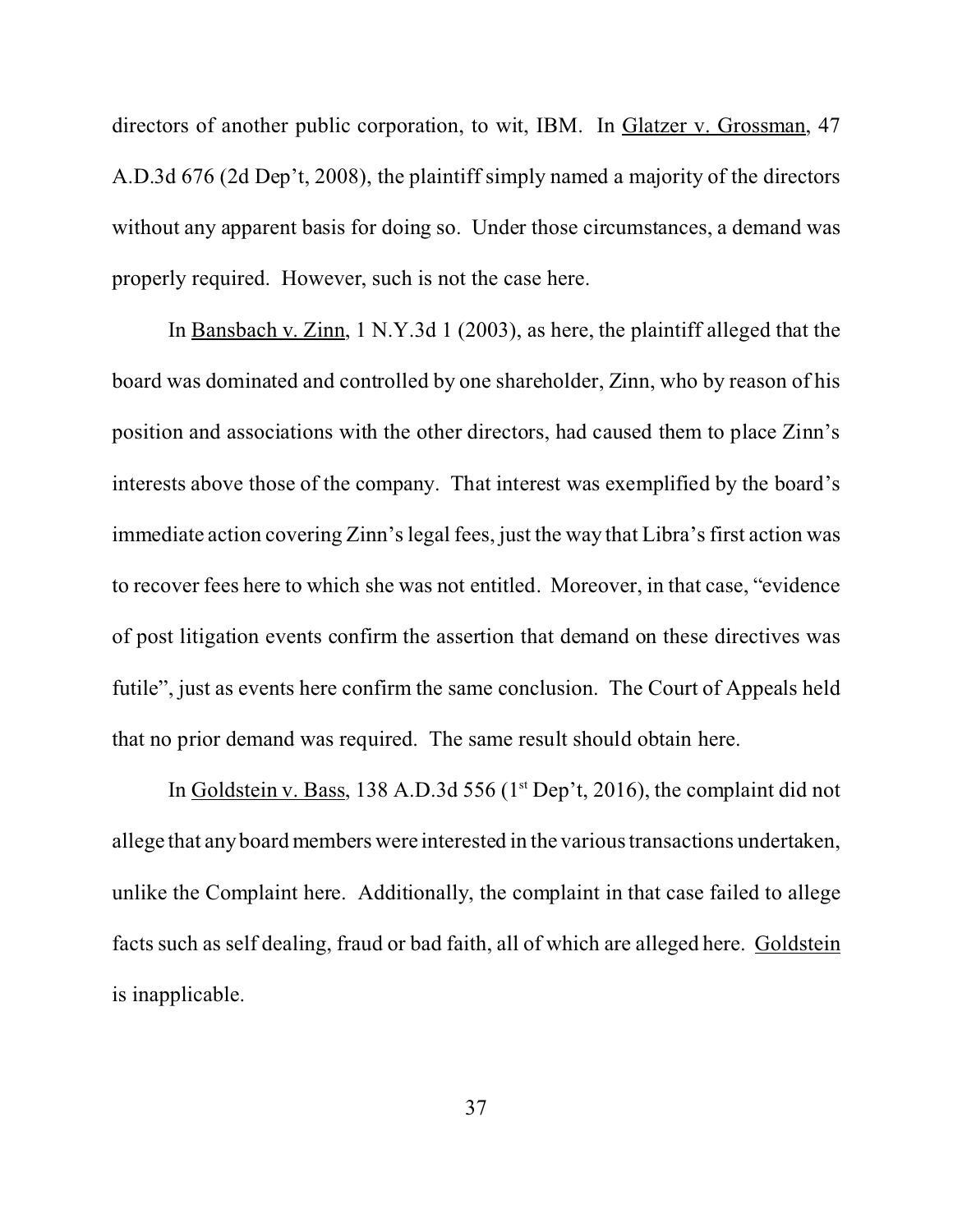directors of another public corporation, to wit, IBM. In Glatzer v. Grossman, 47 A.D.3d 676 (2d Dep't, 2008), the plaintiff simply named a majority of the directors without any apparent basis for doing so. Under those circumstances, a demand was properly required. However, such is not the case here.

In Bansbach v. Zinn, 1 N.Y.3d 1 (2003), as here, the plaintiff alleged that the board was dominated and controlled by one shareholder, Zinn, who by reason of his position and associations with the other directors, had caused them to place Zinn's interests above those of the company. That interest was exemplified by the board's immediate action covering Zinn's legal fees, just the way that Libra's first action was to recover fees here to which she was not entitled. Moreover, in that case, "evidence of post litigation events confirm the assertion that demand on these directives was futile", just as events here confirm the same conclusion. The Court of Appeals held that no prior demand was required. The same result should obtain here.

In Goldstein v. Bass, 138 A.D.3d 556 (1st Dep't, 2016), the complaint did not allege that any board members were interested in the various transactions undertaken, unlike the Complaint here. Additionally, the complaint in that case failed to allege facts such as self dealing, fraud or bad faith, all of which are alleged here. Goldstein is inapplicable.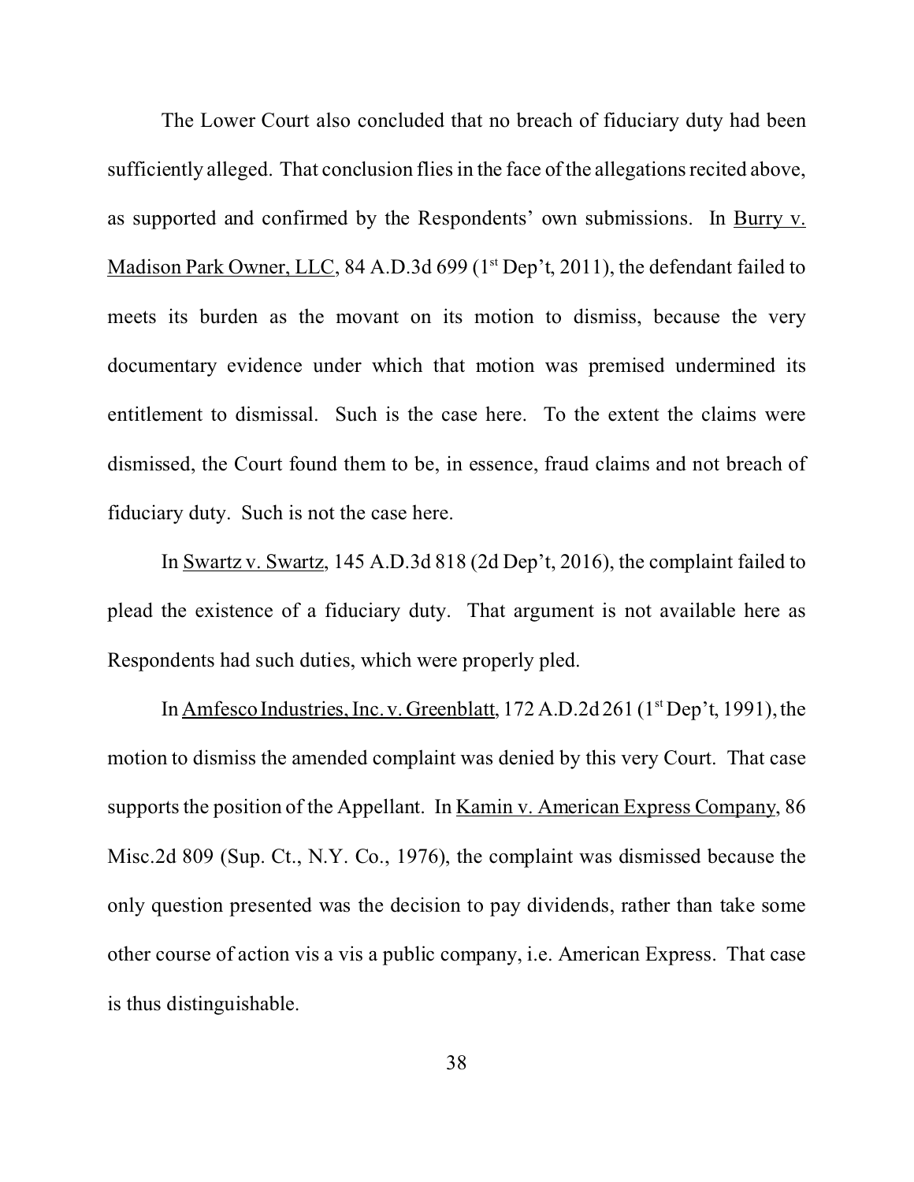The Lower Court also concluded that no breach of fiduciary duty had been sufficiently alleged. That conclusion flies in the face of the allegations recited above, as supported and confirmed by the Respondents' own submissions. In Burry v. Madison Park Owner, LLC, 84 A.D.3d 699 (1st Dep't, 2011), the defendant failed to meets its burden as the movant on its motion to dismiss, because the very documentary evidence under which that motion was premised undermined its entitlement to dismissal. Such is the case here. To the extent the claims were dismissed, the Court found them to be, in essence, fraud claims and not breach of fiduciary duty. Such is not the case here.

In Swartz v. Swartz, 145 A.D.3d 818 (2d Dep't, 2016), the complaint failed to plead the existence of a fiduciary duty. That argument is not available here as Respondents had such duties, which were properly pled.

In Amfesco Industries, Inc. v. Greenblatt, 172 A.D.2d 261 (1st Dep't, 1991), the motion to dismiss the amended complaint was denied by this very Court. That case supports the position of the Appellant. In Kamin v. American Express Company, 86 Misc.2d 809 (Sup. Ct., N.Y. Co., 1976), the complaint was dismissed because the only question presented was the decision to pay dividends, rather than take some other course of action vis a vis a public company, i.e. American Express. That case is thus distinguishable.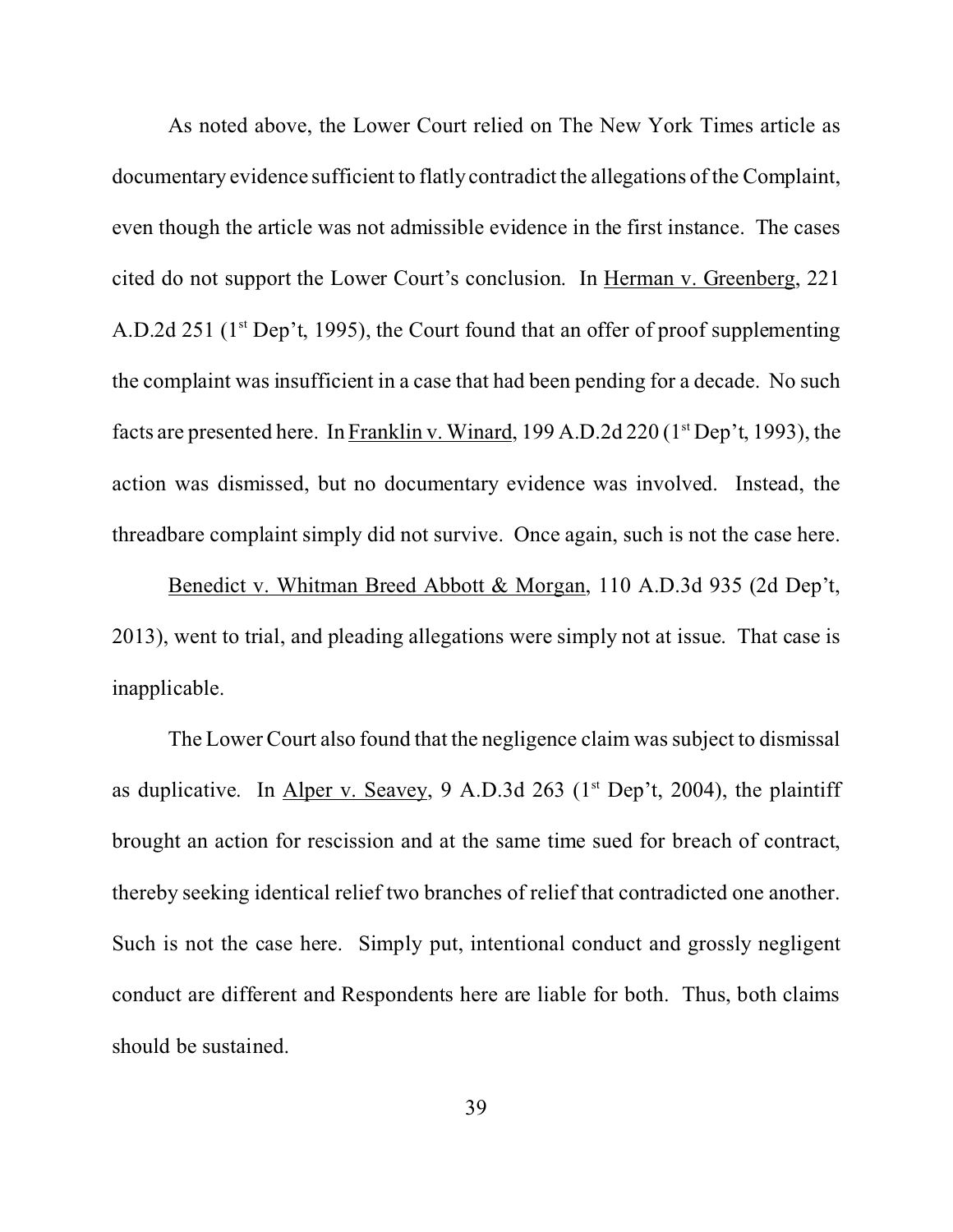As noted above, the Lower Court relied on The New York Times article as documentary evidence sufficient to flatly contradict the allegations of the Complaint, even though the article was not admissible evidence in the first instance. The cases cited do not support the Lower Court's conclusion. In Herman v. Greenberg, 221 A.D.2d 251 (1st Dep't, 1995), the Court found that an offer of proof supplementing the complaint was insufficient in a case that had been pending for a decade. No such facts are presented here. In Franklin v. Winard, 199 A.D.2d 220 (1st Dep't, 1993), the action was dismissed, but no documentary evidence was involved. Instead, the threadbare complaint simply did not survive. Once again, such is not the case here.

Benedict v. Whitman Breed Abbott & Morgan, 110 A.D.3d 935 (2d Dep't, 2013), went to trial, and pleading allegations were simply not at issue. That case is inapplicable.

The Lower Court also found that the negligence claim was subject to dismissal as duplicative. In Alper v. Seavey, 9 A.D.3d 263 (1st Dep't, 2004), the plaintiff brought an action for rescission and at the same time sued for breach of contract, thereby seeking identical relief two branches of relief that contradicted one another. Such is not the case here. Simply put, intentional conduct and grossly negligent conduct are different and Respondents here are liable for both. Thus, both claims should be sustained.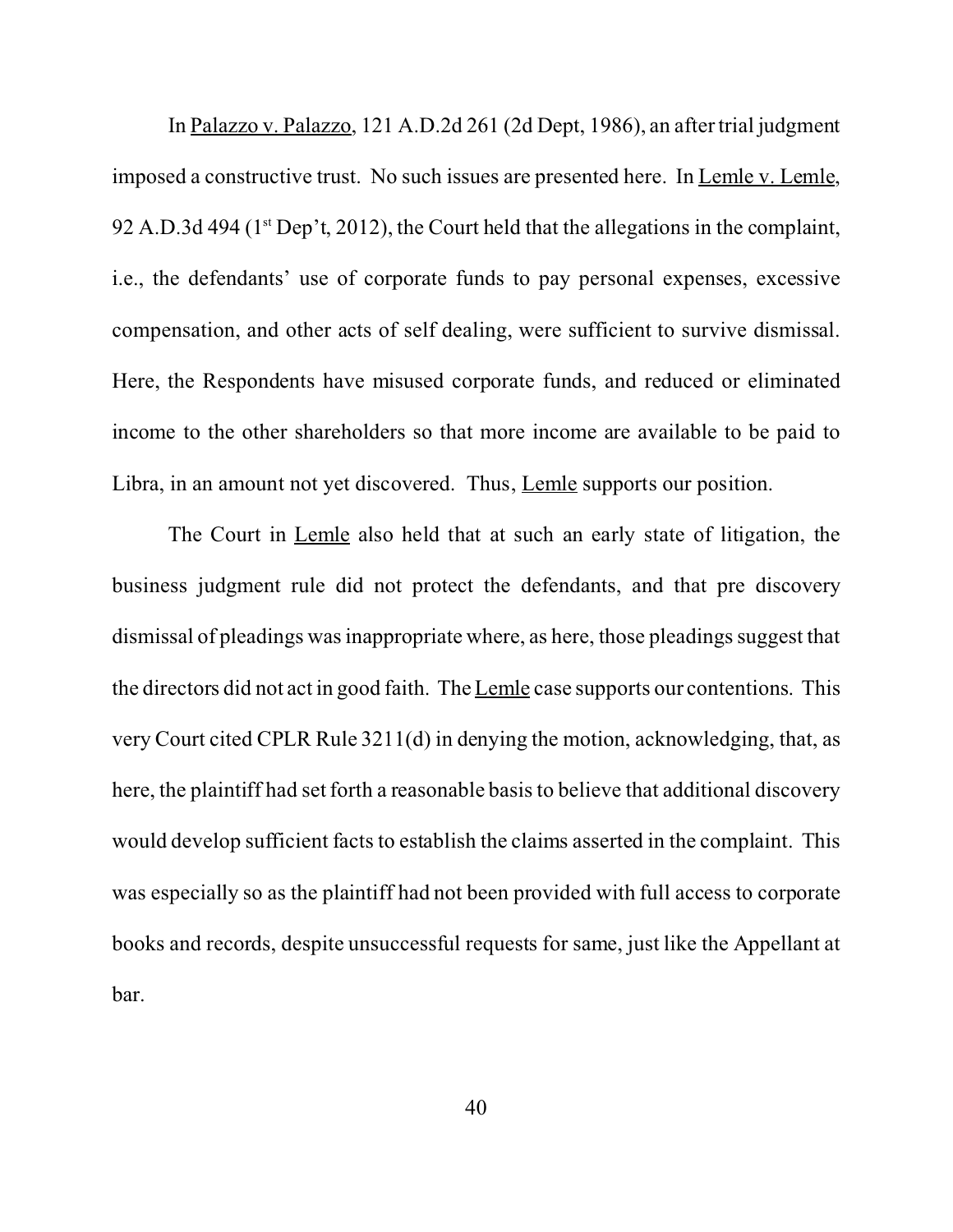In Palazzo v. Palazzo, 121 A.D.2d 261 (2d Dept, 1986), an after trial judgment imposed a constructive trust. No such issues are presented here. In Lemle v. Lemle, 92 A.D.3d 494 (1st Dep't, 2012), the Court held that the allegations in the complaint, i.e., the defendants' use of corporate funds to pay personal expenses, excessive compensation, and other acts of self dealing, were sufficient to survive dismissal. Here, the Respondents have misused corporate funds, and reduced or eliminated income to the other shareholders so that more income are available to be paid to Libra, in an amount not yet discovered. Thus, Lemle supports our position.

The Court in Lemle also held that at such an early state of litigation, the business judgment rule did not protect the defendants, and that pre discovery dismissal of pleadings was inappropriate where, as here, those pleadings suggest that the directors did not act in good faith. The Lemle case supports our contentions. This very Court cited CPLR Rule 3211(d) in denying the motion, acknowledging, that, as here, the plaintiff had set forth a reasonable basis to believe that additional discovery would develop sufficient facts to establish the claims asserted in the complaint. This was especially so as the plaintiff had not been provided with full access to corporate books and records, despite unsuccessful requests for same, just like the Appellant at bar.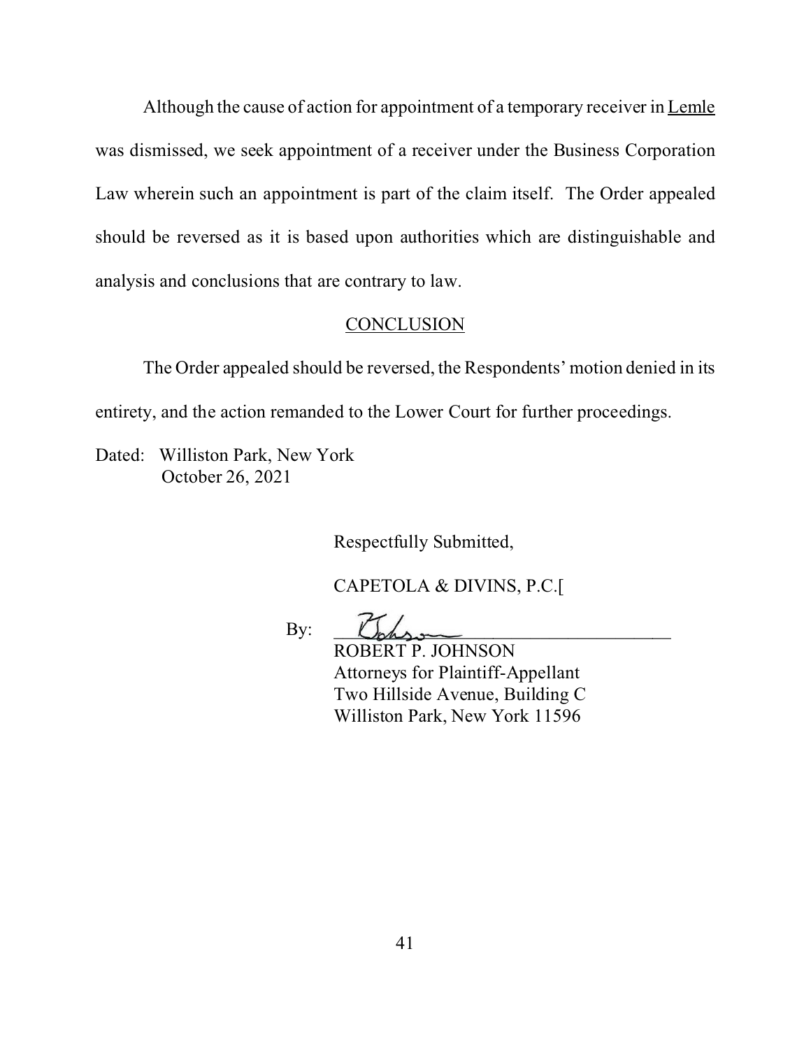Although the cause of action for appointment of a temporary receiver in Lemle was dismissed, we seek appointment of a receiver under the Business Corporation Law wherein such an appointment is part of the claim itself. The Order appealed should be reversed as it is based upon authorities which are distinguishable and analysis and conclusions that are contrary to law.

## CONCLUSION

The Order appealed should be reversed, the Respondents' motion denied in its entirety, and the action remanded to the Lower Court for further proceedings.

Dated: Williston Park, New York
October 26, 2021

Respectfully Submitted,

CAPETOLA & DIVINS, P.C.[

By: ______________________________
ROBERT P. JOHNSON
Attorneys for Plaintiff-Appellant
Two Hillside Avenue, Building C
Williston Park, New York 11596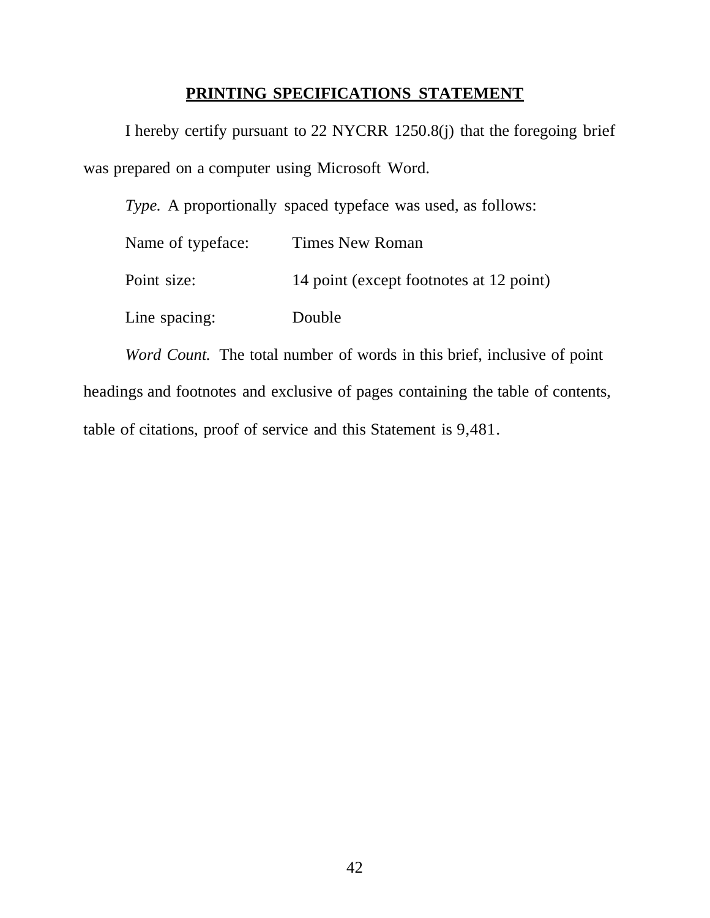## PRINTING SPECIFICATIONS STATEMENT

I hereby certify pursuant to 22 NYCRR 1250.8(j) that the foregoing brief was prepared on a computer using Microsoft Word.

*Type.* A proportionally spaced typeface was used, as follows:

| | |
|---|---|
| Name of typeface: | Times New Roman |
| Point size: | 14 point (except footnotes at 12 point) |
| Line spacing: | Double |

*Word Count.* The total number of words in this brief, inclusive of point headings and footnotes and exclusive of pages containing the table of contents, table of citations, proof of service and this Statement is 9,481.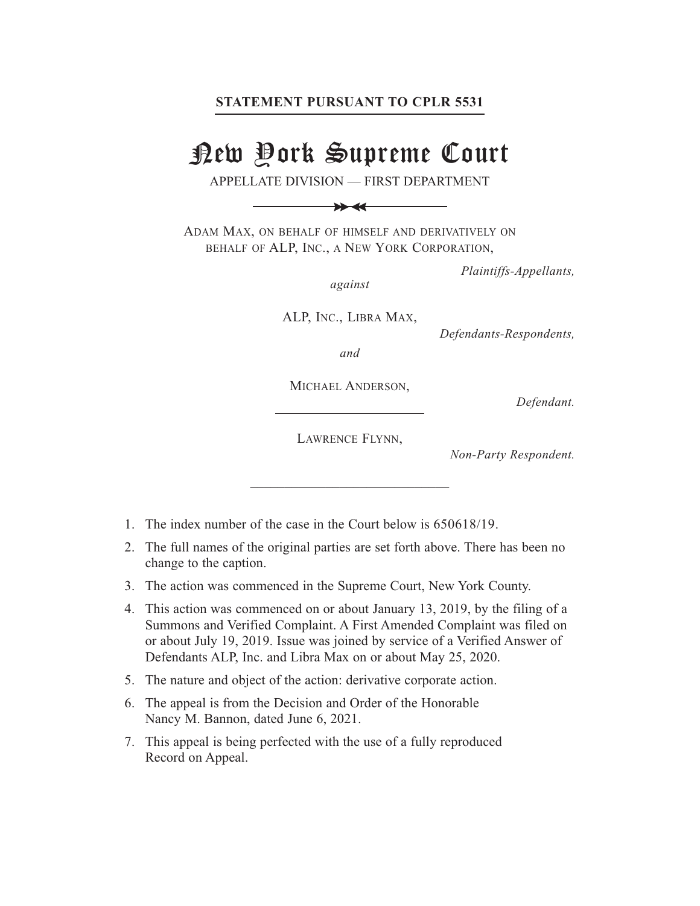**STATEMENT PURSUANT TO CPLR 5531**

# New York Supreme Court

APPELLATE DIVISION — FIRST DEPARTMENT

ADAM MAX, ON BEHALF OF HIMSELF AND DERIVATIVELY ON BEHALF OF ALP, INC., A NEW YORK CORPORATION,

*Plaintiffs-Appellants,*

*against*

ALP, INC., LIBRA MAX,

*Defendants-Respondents,*

*and*

MICHAEL ANDERSON,

*Defendant.*

LAWRENCE FLYNN,

*Non-Party Respondent.*

1. The index number of the case in the Court below is 650618/19.
2. The full names of the original parties are set forth above. There has been no change to the caption.
3. The action was commenced in the Supreme Court, New York County.
4. This action was commenced on or about January 13, 2019, by the filing of a Summons and Verified Complaint. A First Amended Complaint was filed on or about July 19, 2019. Issue was joined by service of a Verified Answer of Defendants ALP, Inc. and Libra Max on or about May 25, 2020.
5. The nature and object of the action: derivative corporate action.
6. The appeal is from the Decision and Order of the Honorable Nancy M. Bannon, dated June 6, 2021.
7. This appeal is being perfected with the use of a fully reproduced Record on Appeal.